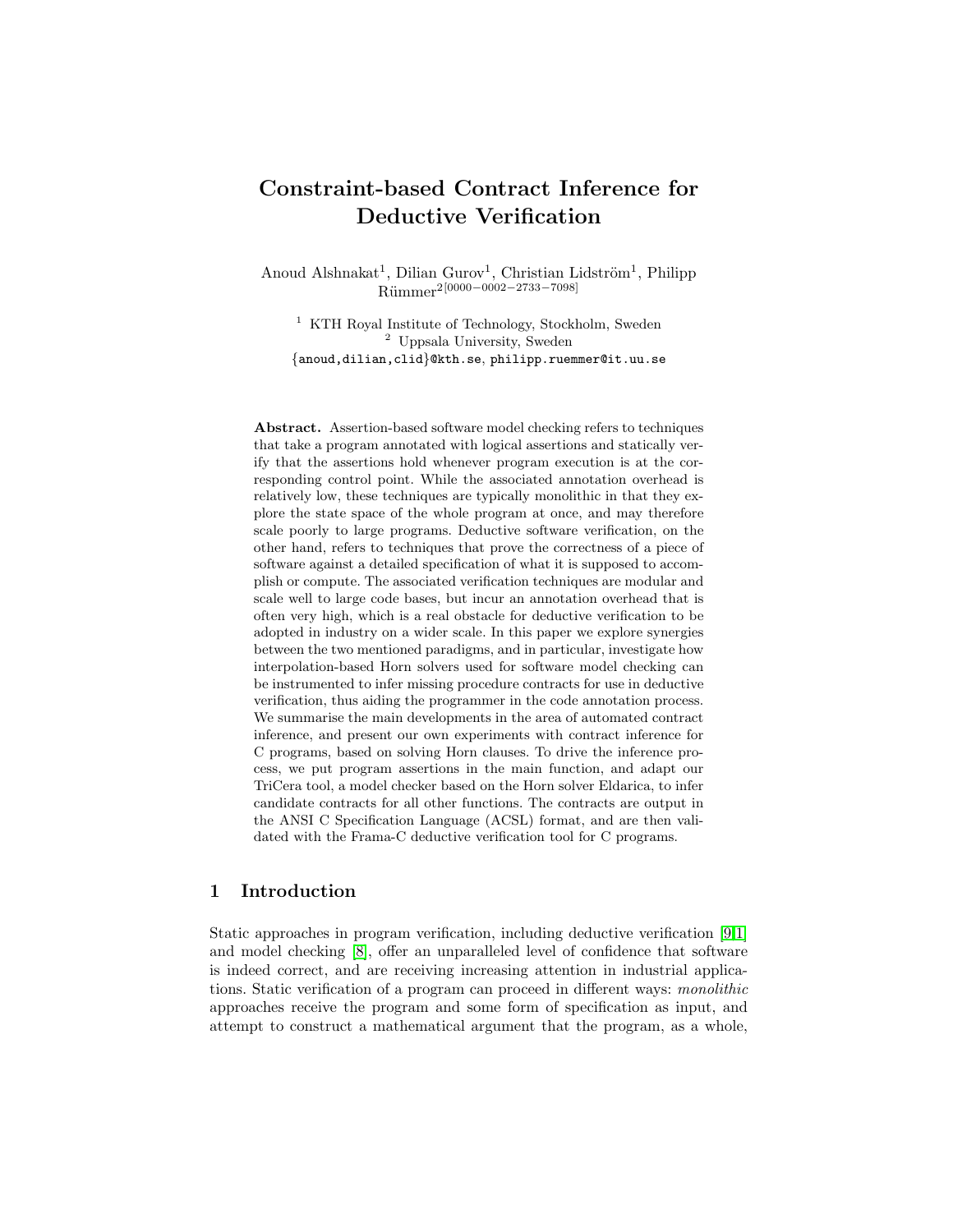# Constraint-based Contract Inference for Deductive Verification

Anoud Alshnakat[1], Dilian Gurov[1], Christian Lidström[1], Philipp Rümmer[2][0000−0002−2733−7098]

[1] KTH Royal Institute of Technology, Stockholm, Sweden
[2] Uppsala University, Sweden
{anoud,dilian,clid}@kth.se, philipp.ruemmer@it.uu.se

**Abstract.** Assertion-based software model checking refers to techniques that take a program annotated with logical assertions and statically verify that the assertions hold whenever program execution is at the corresponding control point. While the associated annotation overhead is relatively low, these techniques are typically monolithic in that they explore the state space of the whole program at once, and may therefore scale poorly to large programs. Deductive software verification, on the other hand, refers to techniques that prove the correctness of a piece of software against a detailed specification of what it is supposed to accomplish or compute. The associated verification techniques are modular and scale well to large code bases, but incur an annotation overhead that is often very high, which is a real obstacle for deductive verification to be adopted in industry on a wider scale. In this paper we explore synergies between the two mentioned paradigms, and in particular, investigate how interpolation-based Horn solvers used for software model checking can be instrumented to infer missing procedure contracts for use in deductive verification, thus aiding the programmer in the code annotation process. We summarise the main developments in the area of automated contract inference, and present our own experiments with contract inference for C programs, based on solving Horn clauses. To drive the inference process, we put program assertions in the main function, and adapt our TriCera tool, a model checker based on the Horn solver Eldarica, to infer candidate contracts for all other functions. The contracts are output in the ANSI C Specification Language (ACSL) format, and are then validated with the Frama-C deductive verification tool for C programs.

## 1 Introduction

Static approaches in program verification, including deductive verification [9,1] and model checking [8], offer an unparalleled level of confidence that software is indeed correct, and are receiving increasing attention in industrial applications. Static verification of a program can proceed in different ways: *monolithic* approaches receive the program and some form of specification as input, and attempt to construct a mathematical argument that the program, as a whole,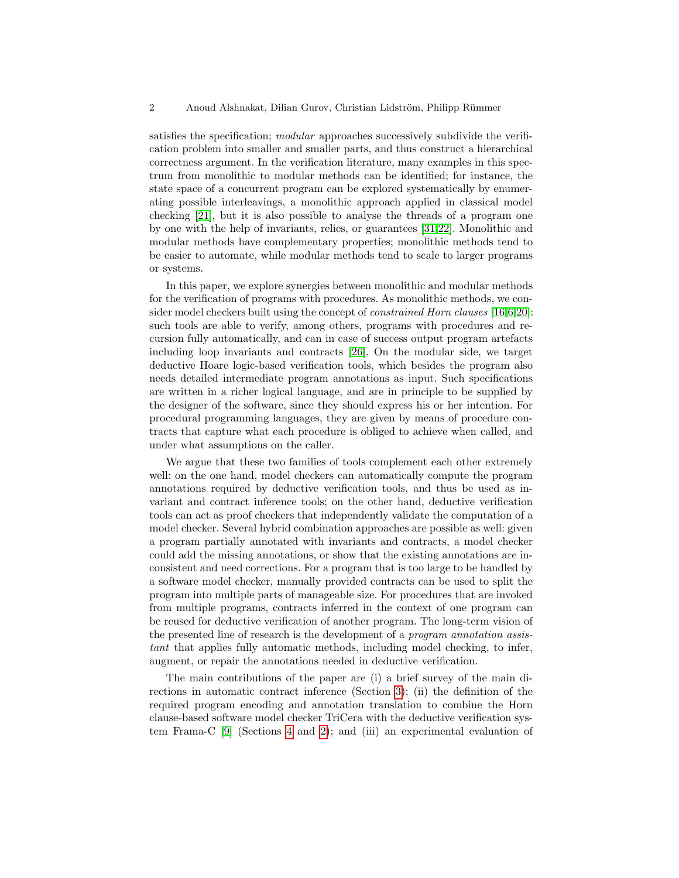satisfies the specification; *modular* approaches successively subdivide the verification problem into smaller and smaller parts, and thus construct a hierarchical correctness argument. In the verification literature, many examples in this spectrum from monolithic to modular methods can be identified; for instance, the state space of a concurrent program can be explored systematically by enumerating possible interleavings, a monolithic approach applied in classical model checking [21], but it is also possible to analyse the threads of a program one by one with the help of invariants, relies, or guarantees [31,22]. Monolithic and modular methods have complementary properties; monolithic methods tend to be easier to automate, while modular methods tend to scale to larger programs or systems.

In this paper, we explore synergies between monolithic and modular methods for the verification of programs with procedures. As monolithic methods, we consider model checkers built using the concept of *constrained Horn clauses* [16,6,20]: such tools are able to verify, among others, programs with procedures and recursion fully automatically, and can in case of success output program artefacts including loop invariants and contracts [26]. On the modular side, we target deductive Hoare logic-based verification tools, which besides the program also needs detailed intermediate program annotations as input. Such specifications are written in a richer logical language, and are in principle to be supplied by the designer of the software, since they should express his or her intention. For procedural programming languages, they are given by means of procedure contracts that capture what each procedure is obliged to achieve when called, and under what assumptions on the caller.

We argue that these two families of tools complement each other extremely well: on the one hand, model checkers can automatically compute the program annotations required by deductive verification tools, and thus be used as invariant and contract inference tools; on the other hand, deductive verification tools can act as proof checkers that independently validate the computation of a model checker. Several hybrid combination approaches are possible as well: given a program partially annotated with invariants and contracts, a model checker could add the missing annotations, or show that the existing annotations are inconsistent and need corrections. For a program that is too large to be handled by a software model checker, manually provided contracts can be used to split the program into multiple parts of manageable size. For procedures that are invoked from multiple programs, contracts inferred in the context of one program can be reused for deductive verification of another program. The long-term vision of the presented line of research is the development of a *program annotation assistant* that applies fully automatic methods, including model checking, to infer, augment, or repair the annotations needed in deductive verification.

The main contributions of the paper are (i) a brief survey of the main directions in automatic contract inference (Section 3); (ii) the definition of the required program encoding and annotation translation to combine the Horn clause-based software model checker TriCera with the deductive verification system Frama-C [9] (Sections 4 and 2); and (iii) an experimental evaluation of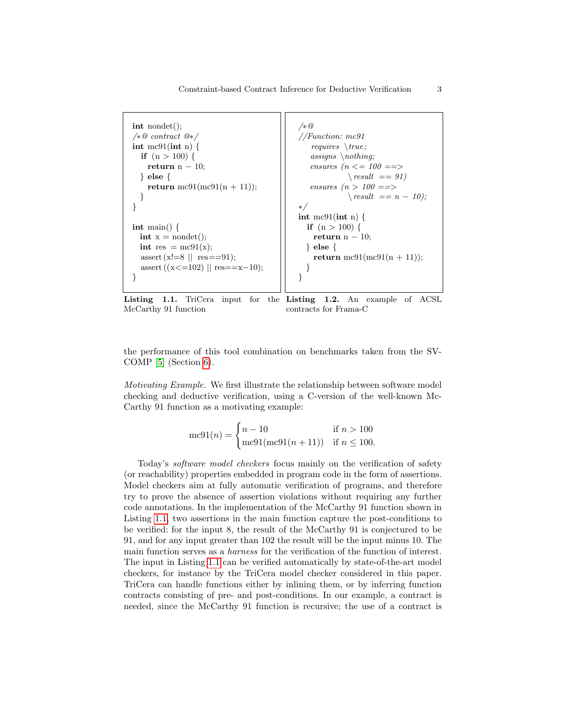```c
int nondet();
/*@ contract @*/
int mc91(int n) {
  if (n > 100) {
    return n - 10;
  } else {
    return mc91(mc91(n + 11));
  }
}

int main() {
  int x = nondet();
  int res = mc91(x);
  assert (x!=8 || res==91);
  assert ((x<=102) || res==x-10);
}
```

**Listing 1.1.** TriCera input for the McCarthy 91 function

```c
/*@
//Function: mc91
    requires \true;
    assigns \nothing;
    ensures (n <= 100 ==>
                \result == 91)
    ensures (n > 100 ==>
                \result == n - 10);
*/
int mc91(int n) {
  if (n > 100) {
    return n - 10;
  } else {
    return mc91(mc91(n + 11));
  }
}
```

**Listing 1.2.** An example of ACSL contracts for Frama-C

the performance of this tool combination on benchmarks taken from the SV-COMP [5] (Section 6).

*Motivating Example.* We first illustrate the relationship between software model checking and deductive verification, using a C-version of the well-known McCarthy 91 function as a motivating example:

$$\mathrm{mc91}(n) = \begin{cases} n - 10 & \text{if } n > 100 \\ \mathrm{mc91}(\mathrm{mc91}(n+11)) & \text{if } n \leq 100. \end{cases}$$

Today's *software model checkers* focus mainly on the verification of safety (or reachability) properties embedded in program code in the form of assertions. Model checkers aim at fully automatic verification of programs, and therefore try to prove the absence of assertion violations without requiring any further code annotations. In the implementation of the McCarthy 91 function shown in Listing 1.1, two assertions in the main function capture the post-conditions to be verified: for the input 8, the result of the McCarthy 91 is conjectured to be 91, and for any input greater than 102 the result will be the input minus 10. The main function serves as a *harness* for the verification of the function of interest. The input in Listing 1.1 can be verified automatically by state-of-the-art model checkers, for instance by the TriCera model checker considered in this paper. TriCera can handle functions either by inlining them, or by inferring function contracts consisting of pre- and post-conditions. In our example, a contract is needed, since the McCarthy 91 function is recursive; the use of a contract is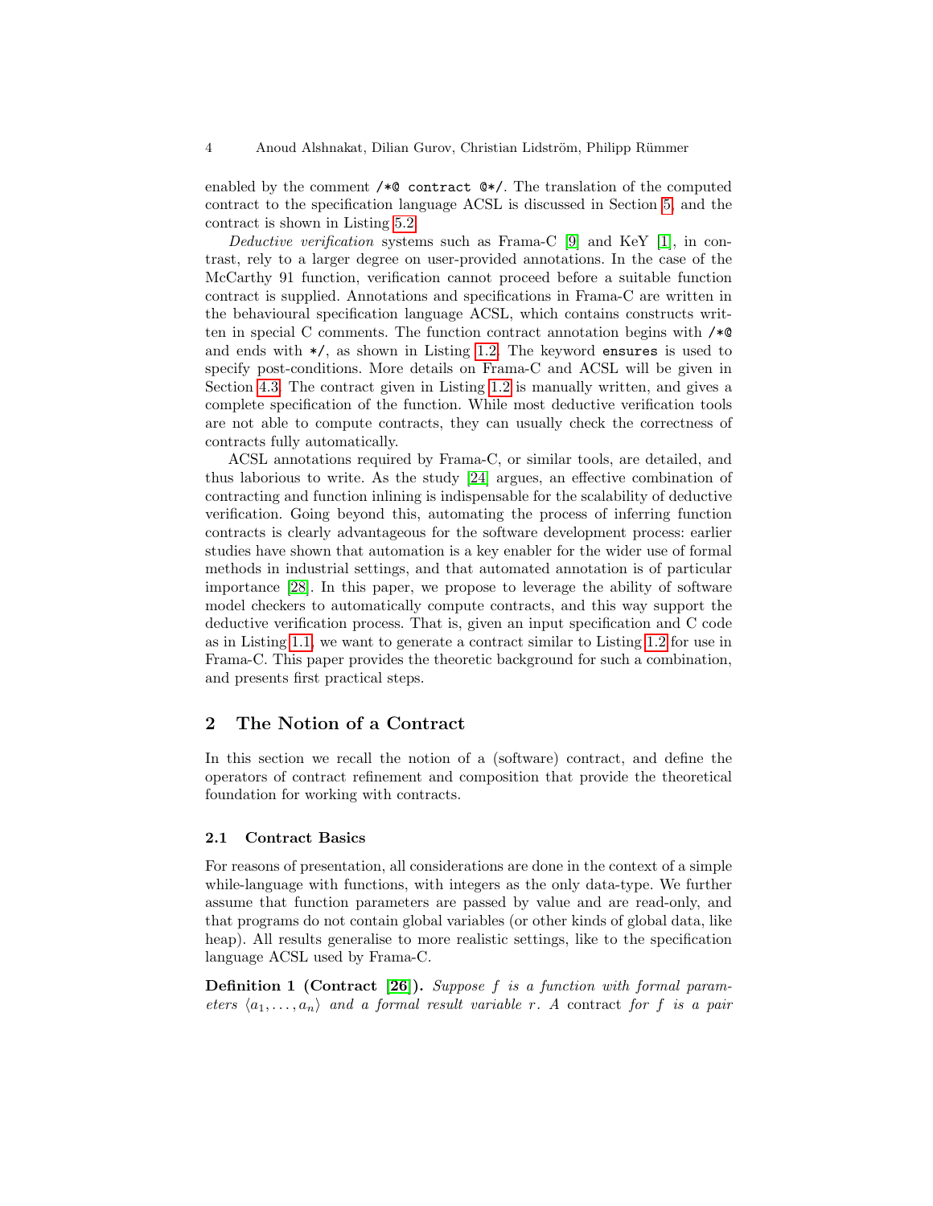enabled by the comment `/*@ contract @*/`. The translation of the computed contract to the specification language ACSL is discussed in Section 5, and the contract is shown in Listing 5.2.

*Deductive verification* systems such as Frama-C [9] and KeY [1], in contrast, rely to a larger degree on user-provided annotations. In the case of the McCarthy 91 function, verification cannot proceed before a suitable function contract is supplied. Annotations and specifications in Frama-C are written in the behavioural specification language ACSL, which contains constructs written in special C comments. The function contract annotation begins with `/*@` and ends with `*/`, as shown in Listing 1.2. The keyword `ensures` is used to specify post-conditions. More details on Frama-C and ACSL will be given in Section 4.3. The contract given in Listing 1.2 is manually written, and gives a complete specification of the function. While most deductive verification tools are not able to compute contracts, they can usually check the correctness of contracts fully automatically.

ACSL annotations required by Frama-C, or similar tools, are detailed, and thus laborious to write. As the study [24] argues, an effective combination of contracting and function inlining is indispensable for the scalability of deductive verification. Going beyond this, automating the process of inferring function contracts is clearly advantageous for the software development process: earlier studies have shown that automation is a key enabler for the wider use of formal methods in industrial settings, and that automated annotation is of particular importance [28]. In this paper, we propose to leverage the ability of software model checkers to automatically compute contracts, and this way support the deductive verification process. That is, given an input specification and C code as in Listing 1.1, we want to generate a contract similar to Listing 1.2 for use in Frama-C. This paper provides the theoretic background for such a combination, and presents first practical steps.

## 2 The Notion of a Contract

In this section we recall the notion of a (software) contract, and define the operators of contract refinement and composition that provide the theoretical foundation for working with contracts.

### 2.1 Contract Basics

For reasons of presentation, all considerations are done in the context of a simple while-language with functions, with integers as the only data-type. We further assume that function parameters are passed by value and are read-only, and that programs do not contain global variables (or other kinds of global data, like heap). All results generalise to more realistic settings, like to the specification language ACSL used by Frama-C.

**Definition 1 (Contract [26]).** *Suppose $f$ is a function with formal parameters $\langle a_1, \ldots, a_n \rangle$ and a formal result variable $r$. A* contract *for $f$ is a pair*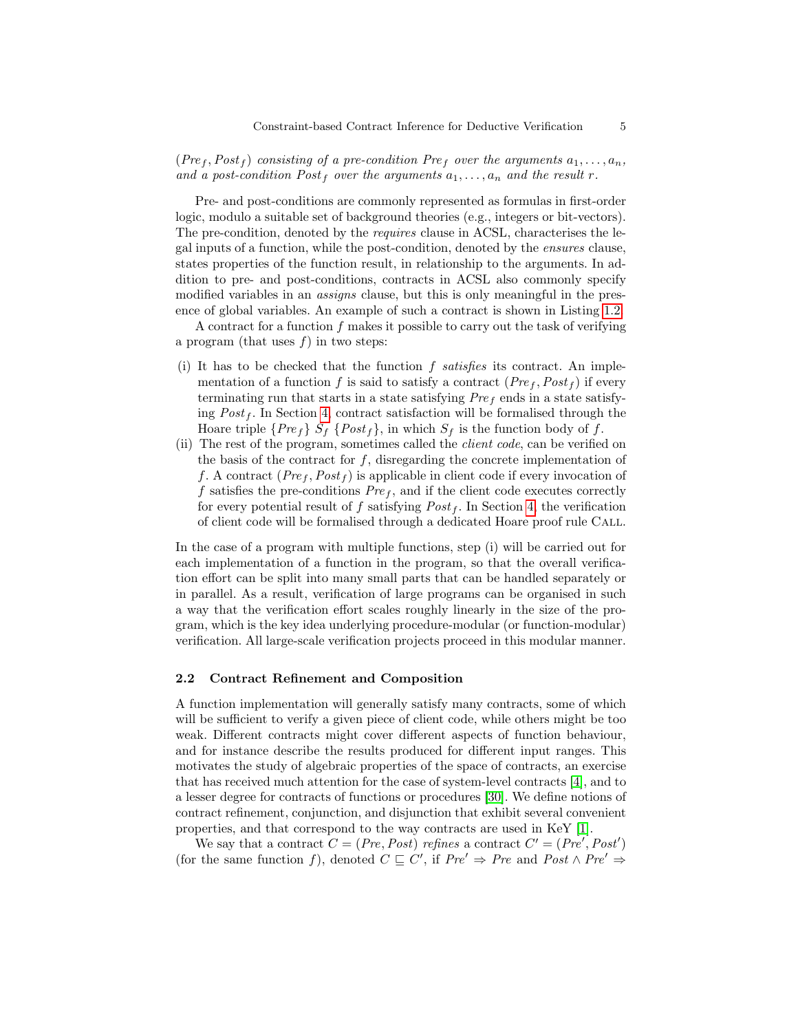$(Pre_f, Post_f)$ *consisting of a pre-condition* $Pre_f$ *over the arguments* $a_1, \ldots, a_n$, *and a post-condition* $Post_f$ *over the arguments* $a_1, \ldots, a_n$ *and the result* $r$.

Pre- and post-conditions are commonly represented as formulas in first-order logic, modulo a suitable set of background theories (e.g., integers or bit-vectors). The pre-condition, denoted by the *requires* clause in ACSL, characterises the legal inputs of a function, while the post-condition, denoted by the *ensures* clause, states properties of the function result, in relationship to the arguments. In addition to pre- and post-conditions, contracts in ACSL also commonly specify modified variables in an *assigns* clause, but this is only meaningful in the presence of global variables. An example of such a contract is shown in Listing 1.2.

A contract for a function $f$ makes it possible to carry out the task of verifying a program (that uses $f$) in two steps:

(i) It has to be checked that the function $f$ *satisfies* its contract. An implementation of a function $f$ is said to satisfy a contract $(Pre_f, Post_f)$ if every terminating run that starts in a state satisfying $Pre_f$ ends in a state satisfying $Post_f$. In Section 4, contract satisfaction will be formalised through the Hoare triple $\{Pre_f\}\ S_f\ \{Post_f\}$, in which $S_f$ is the function body of $f$.

(ii) The rest of the program, sometimes called the *client code*, can be verified on the basis of the contract for $f$, disregarding the concrete implementation of $f$. A contract $(Pre_f, Post_f)$ is applicable in client code if every invocation of $f$ satisfies the pre-conditions $Pre_f$, and if the client code executes correctly for every potential result of $f$ satisfying $Post_f$. In Section 4, the verification of client code will be formalised through a dedicated Hoare proof rule CALL.

In the case of a program with multiple functions, step (i) will be carried out for each implementation of a function in the program, so that the overall verification effort can be split into many small parts that can be handled separately or in parallel. As a result, verification of large programs can be organised in such a way that the verification effort scales roughly linearly in the size of the program, which is the key idea underlying procedure-modular (or function-modular) verification. All large-scale verification projects proceed in this modular manner.

### 2.2 Contract Refinement and Composition

A function implementation will generally satisfy many contracts, some of which will be sufficient to verify a given piece of client code, while others might be too weak. Different contracts might cover different aspects of function behaviour, and for instance describe the results produced for different input ranges. This motivates the study of algebraic properties of the space of contracts, an exercise that has received much attention for the case of system-level contracts [4], and to a lesser degree for contracts of functions or procedures [30]. We define notions of contract refinement, conjunction, and disjunction that exhibit several convenient properties, and that correspond to the way contracts are used in KeY [1].

We say that a contract $C = (Pre, Post)$ *refines* a contract $C' = (Pre', Post')$ (for the same function $f$), denoted $C \sqsubseteq C'$, if $Pre' \Rightarrow Pre$ and $Post \wedge Pre' \Rightarrow$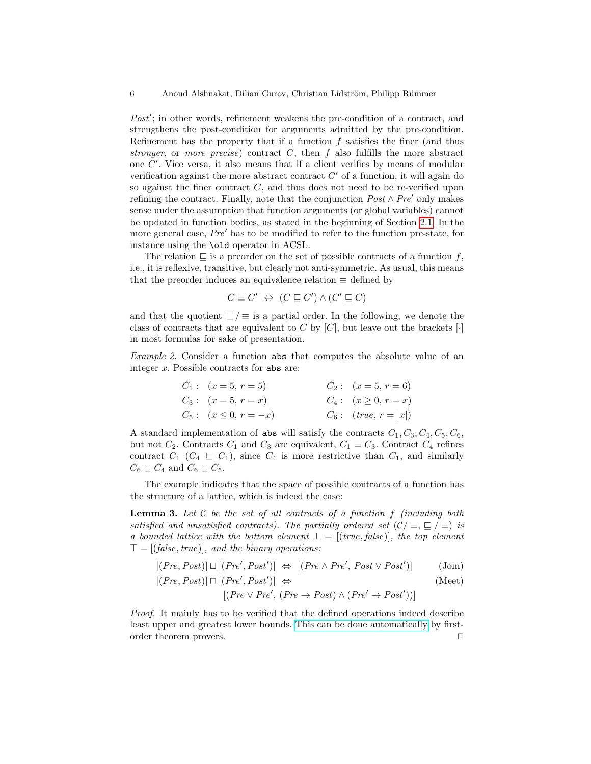$Post'$; in other words, refinement weakens the pre-condition of a contract, and strengthens the post-condition for arguments admitted by the pre-condition. Refinement has the property that if a function $f$ satisfies the finer (and thus *stronger*, or *more precise*) contract $C$, then $f$ also fulfills the more abstract one $C'$. Vice versa, it also means that if a client verifies by means of modular verification against the more abstract contract $C'$ of a function, it will again do so against the finer contract $C$, and thus does not need to be re-verified upon refining the contract. Finally, note that the conjunction $Post \wedge Pre'$ only makes sense under the assumption that function arguments (or global variables) cannot be updated in function bodies, as stated in the beginning of Section 2.1. In the more general case, $Pre'$ has to be modified to refer to the function pre-state, for instance using the `\old` operator in ACSL.

The relation $\sqsubseteq$ is a preorder on the set of possible contracts of a function $f$, i.e., it is reflexive, transitive, but clearly not anti-symmetric. As usual, this means that the preorder induces an equivalence relation $\equiv$ defined by

$$C \equiv C' \;\Leftrightarrow\; (C \sqsubseteq C') \wedge (C' \sqsubseteq C)$$

and that the quotient $\sqsubseteq / \equiv$ is a partial order. In the following, we denote the class of contracts that are equivalent to $C$ by $[C]$, but leave out the brackets $[\cdot]$ in most formulas for sake of presentation.

*Example 2.* Consider a function `abs` that computes the absolute value of an integer $x$. Possible contracts for `abs` are:

$$
\begin{array}{ll}
C_1: \; (x = 5,\, r = 5) & \qquad C_2: \; (x = 5,\, r = 6) \\
C_3: \; (x = 5,\, r = x) & \qquad C_4: \; (x \geq 0,\, r = x) \\
C_5: \; (x \leq 0,\, r = -x) & \qquad C_6: \; (\mathit{true},\, r = |x|)
\end{array}
$$

A standard implementation of `abs` will satisfy the contracts $C_1, C_3, C_4, C_5, C_6$, but not $C_2$. Contracts $C_1$ and $C_3$ are equivalent, $C_1 \equiv C_3$. Contract $C_4$ refines contract $C_1$ ($C_4 \sqsubseteq C_1$), since $C_4$ is more restrictive than $C_1$, and similarly $C_6 \sqsubseteq C_4$ and $C_6 \sqsubseteq C_5$.

The example indicates that the space of possible contracts of a function has the structure of a lattice, which is indeed the case:

**Lemma 3.** *Let $\mathcal{C}$ be the set of all contracts of a function $f$ (including both satisfied and unsatisfied contracts). The partially ordered set $(\mathcal{C}/\equiv, \sqsubseteq/\equiv)$ is a bounded lattice with the bottom element $\bot = [(\mathit{true}, \mathit{false})]$, the top element $\top = [(\mathit{false}, \mathit{true})]$, and the binary operations:*

$$[(Pre, Post)] \sqcup [(Pre', Post')] \;\Leftrightarrow\; [(Pre \wedge Pre',\, Post \vee Post')] \qquad \text{(Join)}$$

$$[(Pre, Post)] \sqcap [(Pre', Post')] \;\Leftrightarrow\; [(Pre \vee Pre',\, (Pre \rightarrow Post) \wedge (Pre' \rightarrow Post'))] \qquad \text{(Meet)}$$

*Proof.* It mainly has to be verified that the defined operations indeed describe least upper and greatest lower bounds. This can be done automatically by first-order theorem provers. $\square$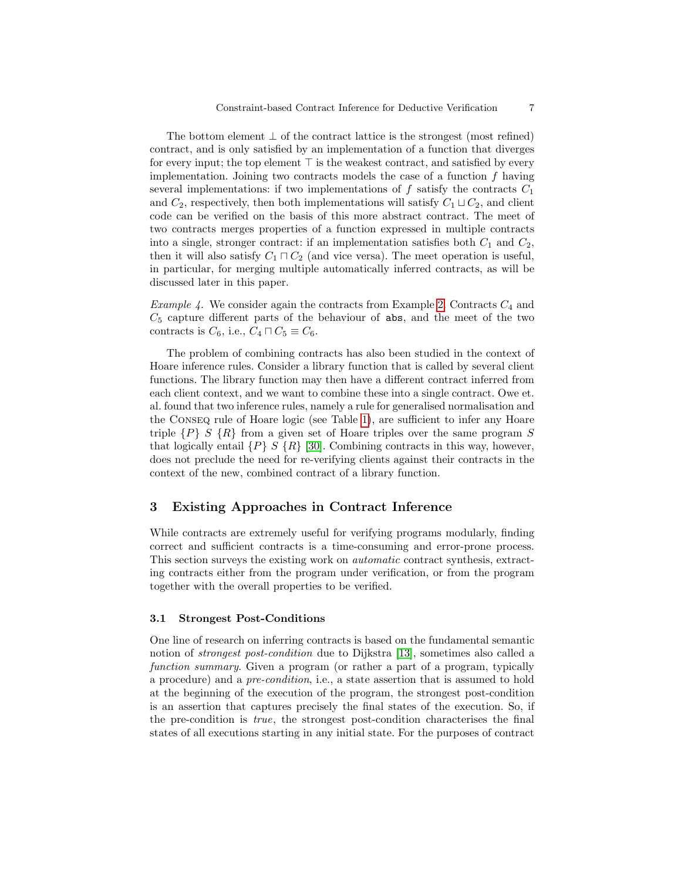The bottom element $\bot$ of the contract lattice is the strongest (most refined) contract, and is only satisfied by an implementation of a function that diverges for every input; the top element $\top$ is the weakest contract, and satisfied by every implementation. Joining two contracts models the case of a function $f$ having several implementations: if two implementations of $f$ satisfy the contracts $C_1$ and $C_2$, respectively, then both implementations will satisfy $C_1 \sqcup C_2$, and client code can be verified on the basis of this more abstract contract. The meet of two contracts merges properties of a function expressed in multiple contracts into a single, stronger contract: if an implementation satisfies both $C_1$ and $C_2$, then it will also satisfy $C_1 \sqcap C_2$ (and vice versa). The meet operation is useful, in particular, for merging multiple automatically inferred contracts, as will be discussed later in this paper.

*Example 4.* We consider again the contracts from Example 2. Contracts $C_4$ and $C_5$ capture different parts of the behaviour of `abs`, and the meet of the two contracts is $C_6$, i.e., $C_4 \sqcap C_5 \equiv C_6$.

The problem of combining contracts has also been studied in the context of Hoare inference rules. Consider a library function that is called by several client functions. The library function may then have a different contract inferred from each client context, and we want to combine these into a single contract. Owe et. al. found that two inference rules, namely a rule for generalised normalisation and the Conseq rule of Hoare logic (see Table 1), are sufficient to infer any Hoare triple $\{P\}\ S\ \{R\}$ from a given set of Hoare triples over the same program $S$ that logically entail $\{P\}\ S\ \{R\}$ [30]. Combining contracts in this way, however, does not preclude the need for re-verifying clients against their contracts in the context of the new, combined contract of a library function.

## 3 Existing Approaches in Contract Inference

While contracts are extremely useful for verifying programs modularly, finding correct and sufficient contracts is a time-consuming and error-prone process. This section surveys the existing work on *automatic* contract synthesis, extracting contracts either from the program under verification, or from the program together with the overall properties to be verified.

### 3.1 Strongest Post-Conditions

One line of research on inferring contracts is based on the fundamental semantic notion of *strongest post-condition* due to Dijkstra [13], sometimes also called a *function summary*. Given a program (or rather a part of a program, typically a procedure) and a *pre-condition*, i.e., a state assertion that is assumed to hold at the beginning of the execution of the program, the strongest post-condition is an assertion that captures precisely the final states of the execution. So, if the pre-condition is *true*, the strongest post-condition characterises the final states of all executions starting in any initial state. For the purposes of contract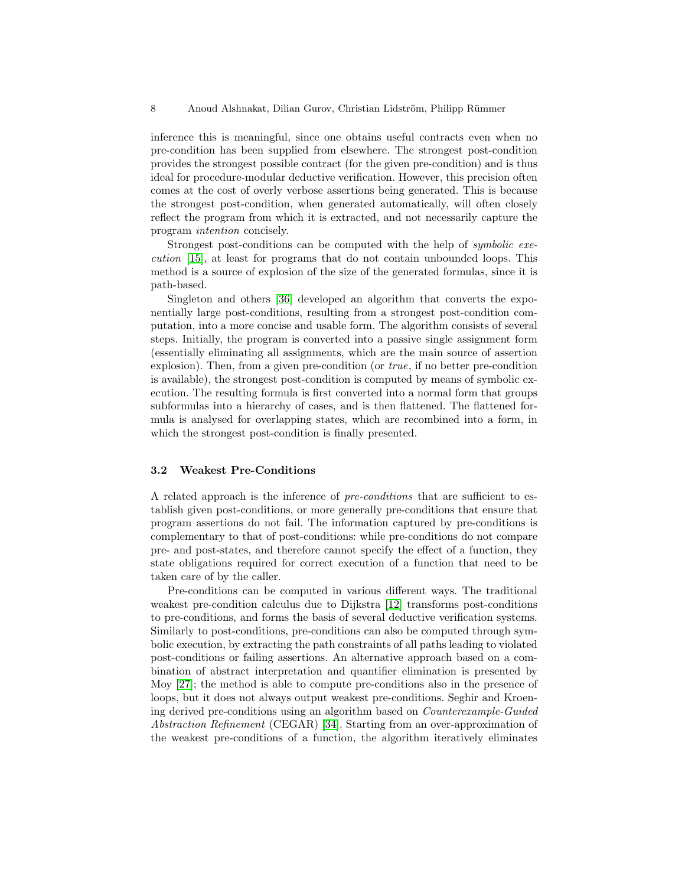inference this is meaningful, since one obtains useful contracts even when no pre-condition has been supplied from elsewhere. The strongest post-condition provides the strongest possible contract (for the given pre-condition) and is thus ideal for procedure-modular deductive verification. However, this precision often comes at the cost of overly verbose assertions being generated. This is because the strongest post-condition, when generated automatically, will often closely reflect the program from which it is extracted, and not necessarily capture the program *intention* concisely.

Strongest post-conditions can be computed with the help of *symbolic execution* [15], at least for programs that do not contain unbounded loops. This method is a source of explosion of the size of the generated formulas, since it is path-based.

Singleton and others [36] developed an algorithm that converts the exponentially large post-conditions, resulting from a strongest post-condition computation, into a more concise and usable form. The algorithm consists of several steps. Initially, the program is converted into a passive single assignment form (essentially eliminating all assignments, which are the main source of assertion explosion). Then, from a given pre-condition (or *true*, if no better pre-condition is available), the strongest post-condition is computed by means of symbolic execution. The resulting formula is first converted into a normal form that groups subformulas into a hierarchy of cases, and is then flattened. The flattened formula is analysed for overlapping states, which are recombined into a form, in which the strongest post-condition is finally presented.

### 3.2 Weakest Pre-Conditions

A related approach is the inference of *pre-conditions* that are sufficient to establish given post-conditions, or more generally pre-conditions that ensure that program assertions do not fail. The information captured by pre-conditions is complementary to that of post-conditions: while pre-conditions do not compare pre- and post-states, and therefore cannot specify the effect of a function, they state obligations required for correct execution of a function that need to be taken care of by the caller.

Pre-conditions can be computed in various different ways. The traditional weakest pre-condition calculus due to Dijkstra [12] transforms post-conditions to pre-conditions, and forms the basis of several deductive verification systems. Similarly to post-conditions, pre-conditions can also be computed through symbolic execution, by extracting the path constraints of all paths leading to violated post-conditions or failing assertions. An alternative approach based on a combination of abstract interpretation and quantifier elimination is presented by Moy [27]; the method is able to compute pre-conditions also in the presence of loops, but it does not always output weakest pre-conditions. Seghir and Kroening derived pre-conditions using an algorithm based on *Counterexample-Guided Abstraction Refinement* (CEGAR) [34]. Starting from an over-approximation of the weakest pre-conditions of a function, the algorithm iteratively eliminates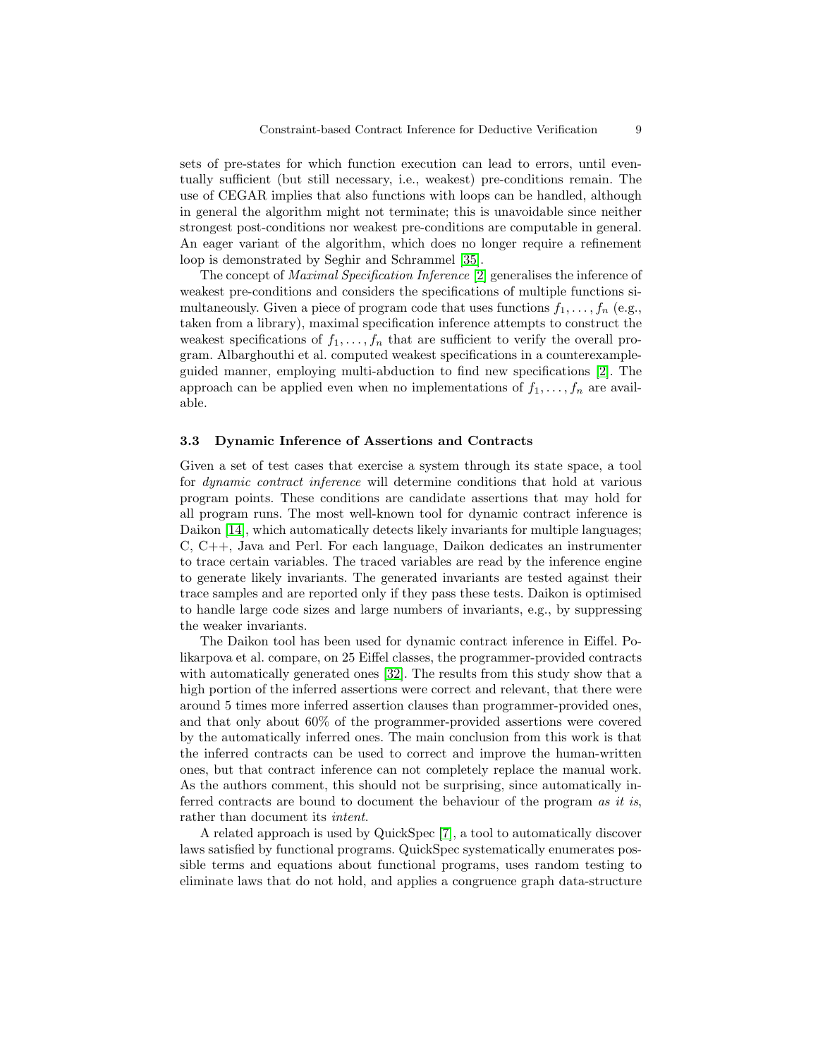sets of pre-states for which function execution can lead to errors, until eventually sufficient (but still necessary, i.e., weakest) pre-conditions remain. The use of CEGAR implies that also functions with loops can be handled, although in general the algorithm might not terminate; this is unavoidable since neither strongest post-conditions nor weakest pre-conditions are computable in general. An eager variant of the algorithm, which does no longer require a refinement loop is demonstrated by Seghir and Schrammel [35].

The concept of *Maximal Specification Inference* [2] generalises the inference of weakest pre-conditions and considers the specifications of multiple functions simultaneously. Given a piece of program code that uses functions $f_1, \ldots, f_n$ (e.g., taken from a library), maximal specification inference attempts to construct the weakest specifications of $f_1, \ldots, f_n$ that are sufficient to verify the overall program. Albarghouthi et al. computed weakest specifications in a counterexample-guided manner, employing multi-abduction to find new specifications [2]. The approach can be applied even when no implementations of $f_1, \ldots, f_n$ are available.

### 3.3 Dynamic Inference of Assertions and Contracts

Given a set of test cases that exercise a system through its state space, a tool for *dynamic contract inference* will determine conditions that hold at various program points. These conditions are candidate assertions that may hold for all program runs. The most well-known tool for dynamic contract inference is Daikon [14], which automatically detects likely invariants for multiple languages; C, C++, Java and Perl. For each language, Daikon dedicates an instrumenter to trace certain variables. The traced variables are read by the inference engine to generate likely invariants. The generated invariants are tested against their trace samples and are reported only if they pass these tests. Daikon is optimised to handle large code sizes and large numbers of invariants, e.g., by suppressing the weaker invariants.

The Daikon tool has been used for dynamic contract inference in Eiffel. Polikarpova et al. compare, on 25 Eiffel classes, the programmer-provided contracts with automatically generated ones [32]. The results from this study show that a high portion of the inferred assertions were correct and relevant, that there were around 5 times more inferred assertion clauses than programmer-provided ones, and that only about 60% of the programmer-provided assertions were covered by the automatically inferred ones. The main conclusion from this work is that the inferred contracts can be used to correct and improve the human-written ones, but that contract inference can not completely replace the manual work. As the authors comment, this should not be surprising, since automatically inferred contracts are bound to document the behaviour of the program *as it is*, rather than document its *intent*.

A related approach is used by QuickSpec [7], a tool to automatically discover laws satisfied by functional programs. QuickSpec systematically enumerates possible terms and equations about functional programs, uses random testing to eliminate laws that do not hold, and applies a congruence graph data-structure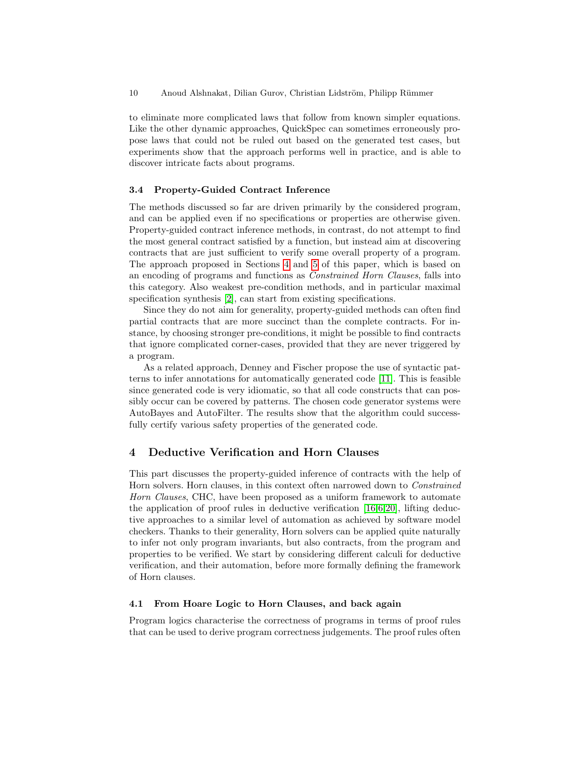to eliminate more complicated laws that follow from known simpler equations. Like the other dynamic approaches, QuickSpec can sometimes erroneously propose laws that could not be ruled out based on the generated test cases, but experiments show that the approach performs well in practice, and is able to discover intricate facts about programs.

### 3.4 Property-Guided Contract Inference

The methods discussed so far are driven primarily by the considered program, and can be applied even if no specifications or properties are otherwise given. Property-guided contract inference methods, in contrast, do not attempt to find the most general contract satisfied by a function, but instead aim at discovering contracts that are just sufficient to verify some overall property of a program. The approach proposed in Sections 4 and 5 of this paper, which is based on an encoding of programs and functions as *Constrained Horn Clauses*, falls into this category. Also weakest pre-condition methods, and in particular maximal specification synthesis [2], can start from existing specifications.

Since they do not aim for generality, property-guided methods can often find partial contracts that are more succinct than the complete contracts. For instance, by choosing stronger pre-conditions, it might be possible to find contracts that ignore complicated corner-cases, provided that they are never triggered by a program.

As a related approach, Denney and Fischer propose the use of syntactic patterns to infer annotations for automatically generated code [11]. This is feasible since generated code is very idiomatic, so that all code constructs that can possibly occur can be covered by patterns. The chosen code generator systems were AutoBayes and AutoFilter. The results show that the algorithm could successfully certify various safety properties of the generated code.

## 4 Deductive Verification and Horn Clauses

This part discusses the property-guided inference of contracts with the help of Horn solvers. Horn clauses, in this context often narrowed down to *Constrained Horn Clauses*, CHC, have been proposed as a uniform framework to automate the application of proof rules in deductive verification [16,6,20], lifting deductive approaches to a similar level of automation as achieved by software model checkers. Thanks to their generality, Horn solvers can be applied quite naturally to infer not only program invariants, but also contracts, from the program and properties to be verified. We start by considering different calculi for deductive verification, and their automation, before more formally defining the framework of Horn clauses.

### 4.1 From Hoare Logic to Horn Clauses, and back again

Program logics characterise the correctness of programs in terms of proof rules that can be used to derive program correctness judgements. The proof rules often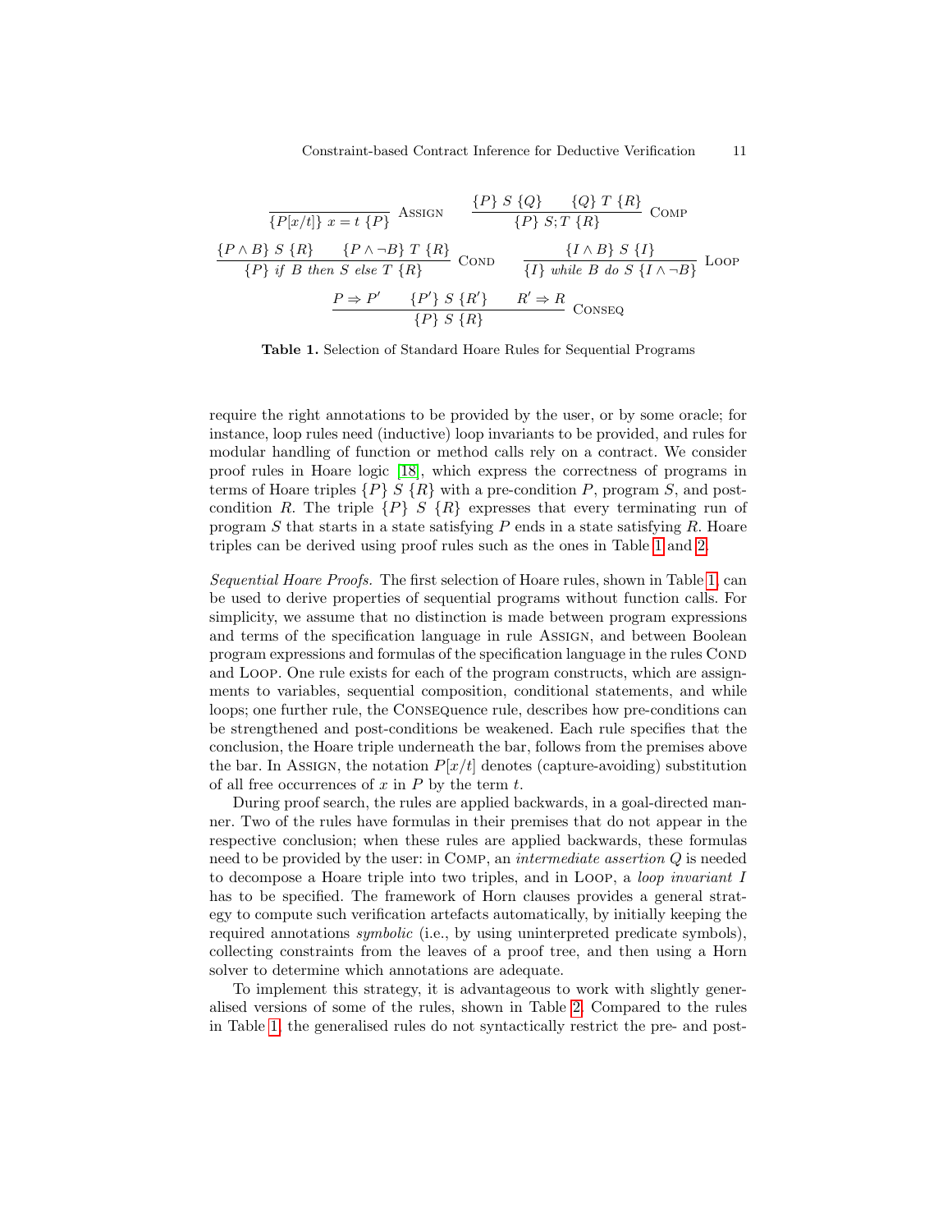$$\frac{}{\{P[x/t]\}\ x = t\ \{P\}}\ \textsc{Assign} \qquad \frac{\{P\}\ S\ \{Q\} \qquad \{Q\}\ T\ \{R\}}{\{P\}\ S; T\ \{R\}}\ \textsc{Comp}$$

$$\frac{\{P \wedge B\}\ S\ \{R\} \qquad \{P \wedge \neg B\}\ T\ \{R\}}{\{P\}\ \mathit{if}\ B\ \mathit{then}\ S\ \mathit{else}\ T\ \{R\}}\ \textsc{Cond} \qquad \frac{\{I \wedge B\}\ S\ \{I\}}{\{I\}\ \mathit{while}\ B\ \mathit{do}\ S\ \{I \wedge \neg B\}}\ \textsc{Loop}$$

$$\frac{P \Rightarrow P' \qquad \{P'\}\ S\ \{R'\} \qquad R' \Rightarrow R}{\{P\}\ S\ \{R\}}\ \textsc{Conseq}$$

**Table 1.** Selection of Standard Hoare Rules for Sequential Programs

require the right annotations to be provided by the user, or by some oracle; for instance, loop rules need (inductive) loop invariants to be provided, and rules for modular handling of function or method calls rely on a contract. We consider proof rules in Hoare logic [18], which express the correctness of programs in terms of Hoare triples $\{P\}\ S\ \{R\}$ with a pre-condition $P$, program $S$, and post-condition $R$. The triple $\{P\}\ S\ \{R\}$ expresses that every terminating run of program $S$ that starts in a state satisfying $P$ ends in a state satisfying $R$. Hoare triples can be derived using proof rules such as the ones in Table 1 and 2.

*Sequential Hoare Proofs.* The first selection of Hoare rules, shown in Table 1, can be used to derive properties of sequential programs without function calls. For simplicity, we assume that no distinction is made between program expressions and terms of the specification language in rule Assign, and between Boolean program expressions and formulas of the specification language in the rules Cond and Loop. One rule exists for each of the program constructs, which are assignments to variables, sequential composition, conditional statements, and while loops; one further rule, the Consequence rule, describes how pre-conditions can be strengthened and post-conditions be weakened. Each rule specifies that the conclusion, the Hoare triple underneath the bar, follows from the premises above the bar. In Assign, the notation $P[x/t]$ denotes (capture-avoiding) substitution of all free occurrences of $x$ in $P$ by the term $t$.

During proof search, the rules are applied backwards, in a goal-directed manner. Two of the rules have formulas in their premises that do not appear in the respective conclusion; when these rules are applied backwards, these formulas need to be provided by the user: in Comp, an *intermediate assertion* $Q$ is needed to decompose a Hoare triple into two triples, and in Loop, a *loop invariant* $I$ has to be specified. The framework of Horn clauses provides a general strategy to compute such verification artefacts automatically, by initially keeping the required annotations *symbolic* (i.e., by using uninterpreted predicate symbols), collecting constraints from the leaves of a proof tree, and then using a Horn solver to determine which annotations are adequate.

To implement this strategy, it is advantageous to work with slightly generalised versions of some of the rules, shown in Table 2. Compared to the rules in Table 1, the generalised rules do not syntactically restrict the pre- and post-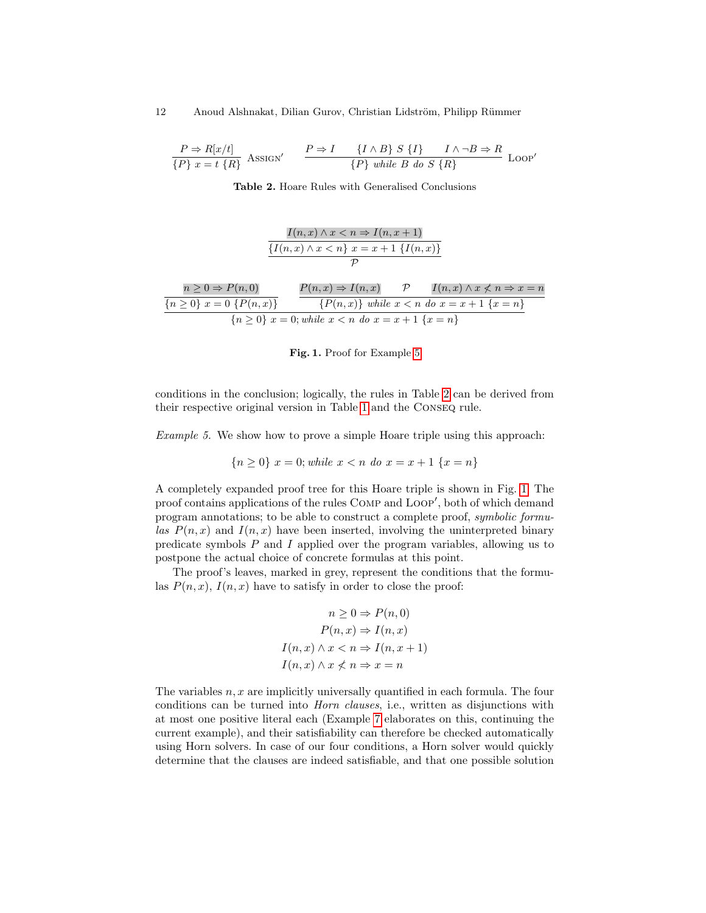$$\frac{P \Rightarrow R[x/t]}{\{P\}\ x = t\ \{R\}}\ \textsc{Assign}' \qquad \frac{P \Rightarrow I \qquad \{I \wedge B\}\ S\ \{I\} \qquad I \wedge \neg B \Rightarrow R}{\{P\}\ \mathit{while}\ B\ \mathit{do}\ S\ \{R\}}\ \textsc{Loop}'$$

**Table 2.** Hoare Rules with Generalised Conclusions

$$\frac{\dfrac{I(n,x) \wedge x < n \Rightarrow I(n,x+1)}{\{I(n,x) \wedge x < n\}\ x = x+1\ \{I(n,x)\}}}{\mathcal{P}}$$

$$\frac{\dfrac{n \geq 0 \Rightarrow P(n,0)}{\{n \geq 0\}\ x = 0\ \{P(n,x)\}} \qquad \dfrac{P(n,x) \Rightarrow I(n,x) \qquad \mathcal{P} \qquad I(n,x) \wedge x \not< n \Rightarrow x = n}{\{P(n,x)\}\ \mathit{while}\ x < n\ \mathit{do}\ x = x+1\ \{x = n\}}}{\{n \geq 0\}\ x = 0; \mathit{while}\ x < n\ \mathit{do}\ x = x+1\ \{x = n\}}$$

**Fig. 1.** Proof for Example 5

conditions in the conclusion; logically, the rules in Table 2 can be derived from their respective original version in Table 1 and the Conseq rule.

*Example 5.* We show how to prove a simple Hoare triple using this approach:

$$\{n \geq 0\}\ x = 0; \mathit{while}\ x < n\ \mathit{do}\ x = x+1\ \{x = n\}$$

A completely expanded proof tree for this Hoare triple is shown in Fig. 1. The proof contains applications of the rules Comp and Loop′, both of which demand program annotations; to be able to construct a complete proof, *symbolic formulas* $P(n,x)$ and $I(n,x)$ have been inserted, involving the uninterpreted binary predicate symbols $P$ and $I$ applied over the program variables, allowing us to postpone the actual choice of concrete formulas at this point.

The proof's leaves, marked in grey, represent the conditions that the formulas $P(n,x)$, $I(n,x)$ have to satisfy in order to close the proof:

$$n \geq 0 \Rightarrow P(n,0)$$
$$P(n,x) \Rightarrow I(n,x)$$
$$I(n,x) \wedge x < n \Rightarrow I(n,x+1)$$
$$I(n,x) \wedge x \not< n \Rightarrow x = n$$

The variables $n, x$ are implicitly universally quantified in each formula. The four conditions can be turned into *Horn clauses*, i.e., written as disjunctions with at most one positive literal each (Example 7 elaborates on this, continuing the current example), and their satisfiability can therefore be checked automatically using Horn solvers. In case of our four conditions, a Horn solver would quickly determine that the clauses are indeed satisfiable, and that one possible solution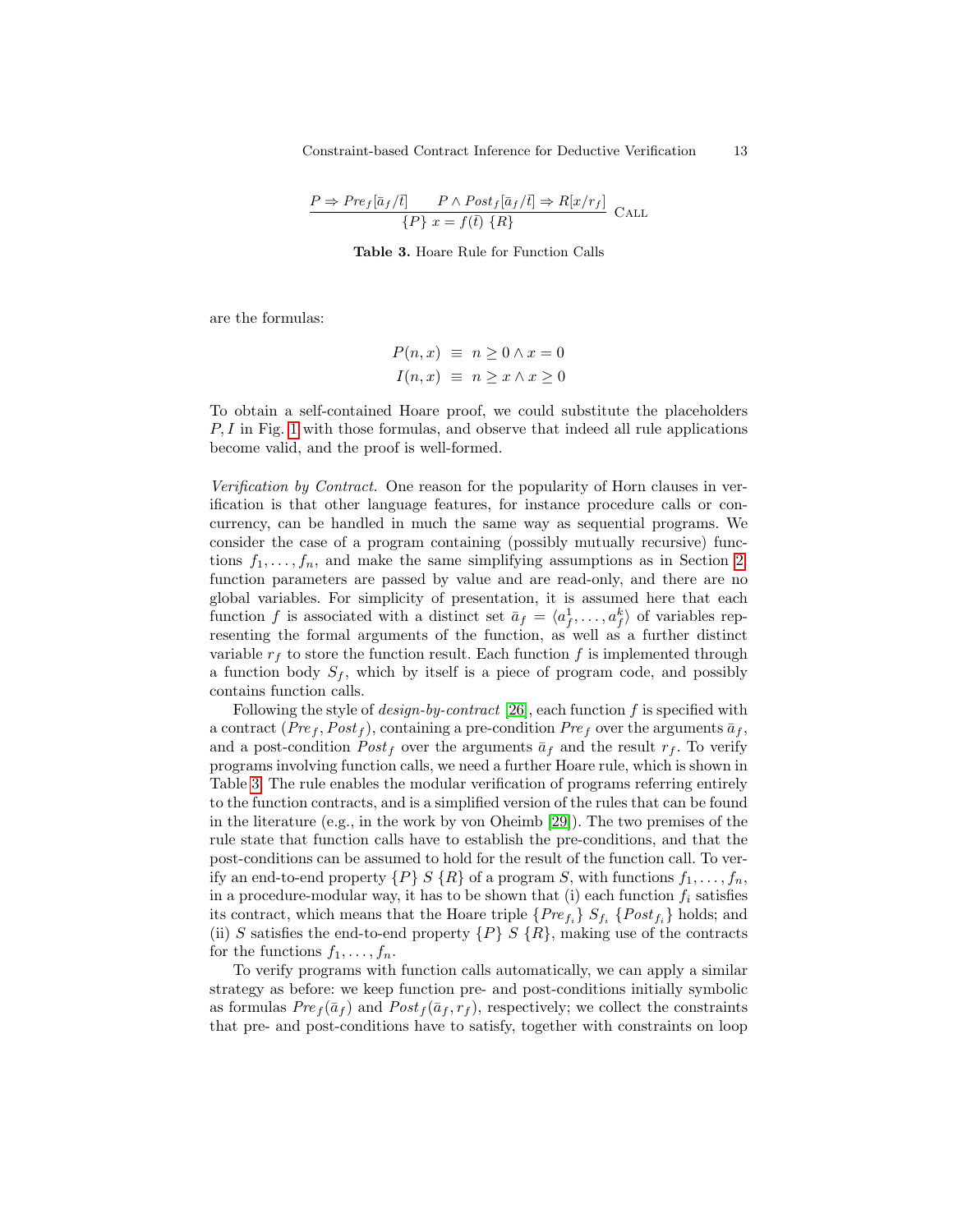$$\frac{P \Rightarrow \mathit{Pre}_f[\bar{a}_f/\bar{t}] \qquad P \wedge \mathit{Post}_f[\bar{a}_f/\bar{t}] \Rightarrow R[x/r_f]}{\{P\}\ x = f(\bar{t})\ \{R\}} \ \textsc{Call}$$

**Table 3.** Hoare Rule for Function Calls

are the formulas:

$$P(n, x) \equiv n \geq 0 \wedge x = 0$$
$$I(n, x) \equiv n \geq x \wedge x \geq 0$$

To obtain a self-contained Hoare proof, we could substitute the placeholders $P, I$ in Fig. 1 with those formulas, and observe that indeed all rule applications become valid, and the proof is well-formed.

*Verification by Contract.* One reason for the popularity of Horn clauses in verification is that other language features, for instance procedure calls or concurrency, can be handled in much the same way as sequential programs. We consider the case of a program containing (possibly mutually recursive) functions $f_1, \ldots, f_n$, and make the same simplifying assumptions as in Section 2: function parameters are passed by value and are read-only, and there are no global variables. For simplicity of presentation, it is assumed here that each function $f$ is associated with a distinct set $\bar{a}_f = \langle a_f^1, \ldots, a_f^k \rangle$ of variables representing the formal arguments of the function, as well as a further distinct variable $r_f$ to store the function result. Each function $f$ is implemented through a function body $S_f$, which by itself is a piece of program code, and possibly contains function calls.

Following the style of *design-by-contract* [26], each function $f$ is specified with a contract $(\mathit{Pre}_f, \mathit{Post}_f)$, containing a pre-condition $\mathit{Pre}_f$ over the arguments $\bar{a}_f$, and a post-condition $\mathit{Post}_f$ over the arguments $\bar{a}_f$ and the result $r_f$. To verify programs involving function calls, we need a further Hoare rule, which is shown in Table 3. The rule enables the modular verification of programs referring entirely to the function contracts, and is a simplified version of the rules that can be found in the literature (e.g., in the work by von Oheimb [29]). The two premises of the rule state that function calls have to establish the pre-conditions, and that the post-conditions can be assumed to hold for the result of the function call. To verify an end-to-end property $\{P\}\ S\ \{R\}$ of a program $S$, with functions $f_1, \ldots, f_n$, in a procedure-modular way, it has to be shown that (i) each function $f_i$ satisfies its contract, which means that the Hoare triple $\{\mathit{Pre}_{f_i}\}\ S_{f_i}\ \{\mathit{Post}_{f_i}\}$ holds; and (ii) $S$ satisfies the end-to-end property $\{P\}\ S\ \{R\}$, making use of the contracts for the functions $f_1, \ldots, f_n$.

To verify programs with function calls automatically, we can apply a similar strategy as before: we keep function pre- and post-conditions initially symbolic as formulas $\mathit{Pre}_f(\bar{a}_f)$ and $\mathit{Post}_f(\bar{a}_f, r_f)$, respectively; we collect the constraints that pre- and post-conditions have to satisfy, together with constraints on loop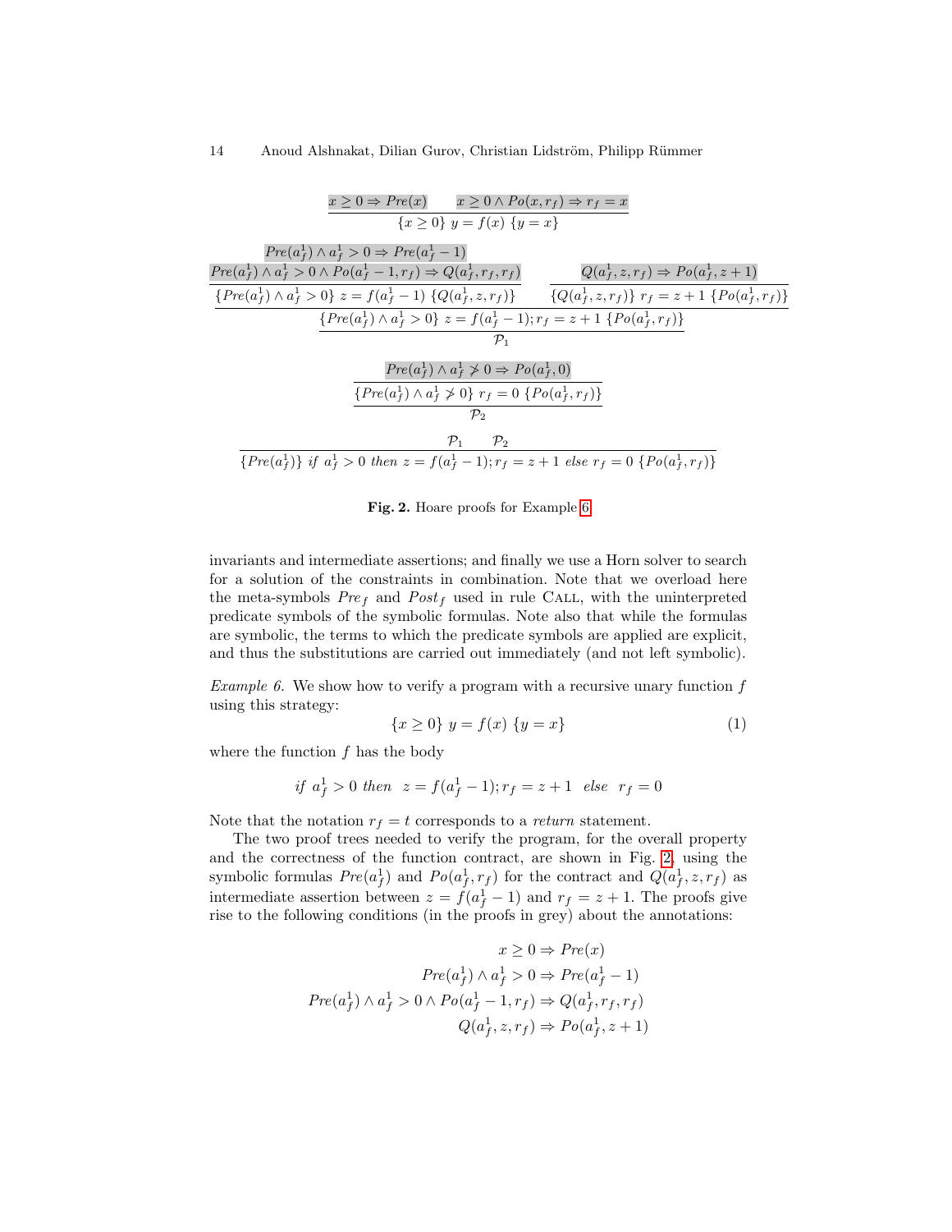$$\frac{x \geq 0 \Rightarrow Pre(x) \qquad x \geq 0 \wedge Po(x, r_f) \Rightarrow r_f = x}{\{x \geq 0\}\ y = f(x)\ \{y = x\}}$$

$$\cfrac{\cfrac{\cfrac{Pre(a_f^1) \wedge a_f^1 > 0 \Rightarrow Pre(a_f^1 - 1)}{Pre(a_f^1) \wedge a_f^1 > 0 \wedge Po(a_f^1 - 1, r_f) \Rightarrow Q(a_f^1, r_f, r_f)}}{\{Pre(a_f^1) \wedge a_f^1 > 0\}\ z = f(a_f^1 - 1)\ \{Q(a_f^1, z, r_f)\}} \qquad \cfrac{Q(a_f^1, z, r_f) \Rightarrow Po(a_f^1, z+1)}{\{Q(a_f^1, z, r_f)\}\ r_f = z + 1\ \{Po(a_f^1, r_f)\}}}{\cfrac{\{Pre(a_f^1) \wedge a_f^1 > 0\}\ z = f(a_f^1 - 1); r_f = z + 1\ \{Po(a_f^1, r_f)\}}{\mathcal{P}_1}}$$

$$\cfrac{\cfrac{Pre(a_f^1) \wedge a_f^1 \not> 0 \Rightarrow Po(a_f^1, 0)}{\{Pre(a_f^1) \wedge a_f^1 \not> 0\}\ r_f = 0\ \{Po(a_f^1, r_f)\}}}{\mathcal{P}_2}$$

$$\frac{\mathcal{P}_1 \qquad \mathcal{P}_2}{\{Pre(a_f^1)\}\ \textit{if}\ a_f^1 > 0\ \textit{then}\ z = f(a_f^1 - 1); r_f = z + 1\ \textit{else}\ r_f = 0\ \{Po(a_f^1, r_f)\}}$$

**Fig. 2.** Hoare proofs for Example 6

invariants and intermediate assertions; and finally we use a Horn solver to search for a solution of the constraints in combination. Note that we overload here the meta-symbols $Pre_f$ and $Post_f$ used in rule Call, with the uninterpreted predicate symbols of the symbolic formulas. Note also that while the formulas are symbolic, the terms to which the predicate symbols are applied are explicit, and thus the substitutions are carried out immediately (and not left symbolic).

*Example 6.* We show how to verify a program with a recursive unary function $f$ using this strategy:

$$\{x \geq 0\}\ y = f(x)\ \{y = x\} \tag{1}$$

where the function $f$ has the body

$$\textit{if}\ a_f^1 > 0\ \textit{then}\ \ z = f(a_f^1 - 1); r_f = z + 1\ \ \textit{else}\ \ r_f = 0$$

Note that the notation $r_f = t$ corresponds to a *return* statement.

The two proof trees needed to verify the program, for the overall property and the correctness of the function contract, are shown in Fig. 2, using the symbolic formulas $Pre(a_f^1)$ and $Po(a_f^1, r_f)$ for the contract and $Q(a_f^1, z, r_f)$ as intermediate assertion between $z = f(a_f^1 - 1)$ and $r_f = z + 1$. The proofs give rise to the following conditions (in the proofs in grey) about the annotations:

$$\begin{aligned} x \geq 0 &\Rightarrow Pre(x) \\ Pre(a_f^1) \wedge a_f^1 > 0 &\Rightarrow Pre(a_f^1 - 1) \\ Pre(a_f^1) \wedge a_f^1 > 0 \wedge Po(a_f^1 - 1, r_f) &\Rightarrow Q(a_f^1, r_f, r_f) \\ Q(a_f^1, z, r_f) &\Rightarrow Po(a_f^1, z + 1) \end{aligned}$$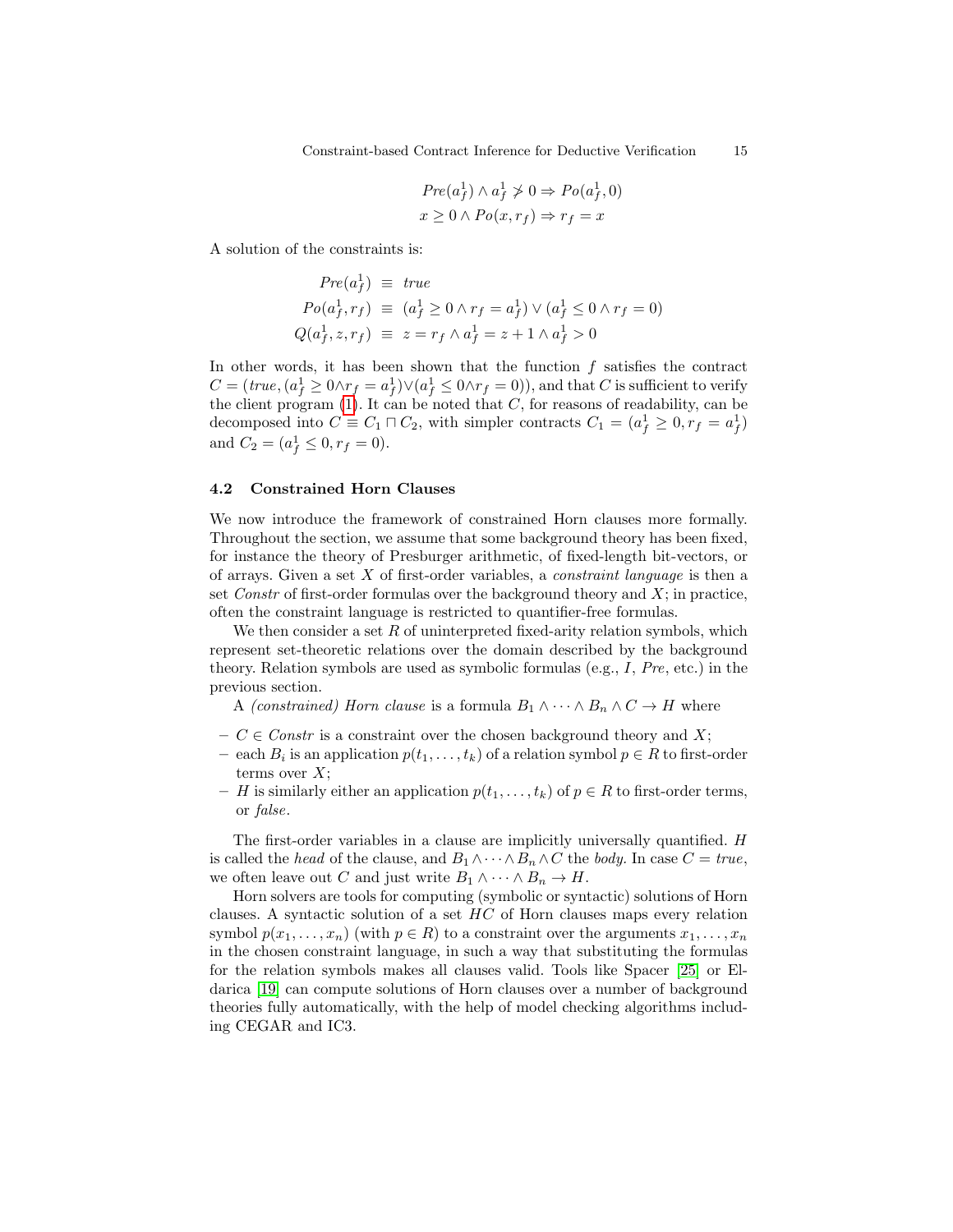$$Pre(a_f^1) \wedge a_f^1 \not\geq 0 \Rightarrow Po(a_f^1, 0)$$
$$x \geq 0 \wedge Po(x, r_f) \Rightarrow r_f = x$$

A solution of the constraints is:

$$\begin{aligned}
Pre(a_f^1) &\equiv true \\
Po(a_f^1, r_f) &\equiv (a_f^1 \geq 0 \wedge r_f = a_f^1) \vee (a_f^1 \leq 0 \wedge r_f = 0) \\
Q(a_f^1, z, r_f) &\equiv z = r_f \wedge a_f^1 = z + 1 \wedge a_f^1 > 0
\end{aligned}$$

In other words, it has been shown that the function $f$ satisfies the contract $C = (true, (a_f^1 \geq 0 \wedge r_f = a_f^1) \vee (a_f^1 \leq 0 \wedge r_f = 0))$, and that $C$ is sufficient to verify the client program (1). It can be noted that $C$, for reasons of readability, can be decomposed into $C \equiv C_1 \sqcap C_2$, with simpler contracts $C_1 = (a_f^1 \geq 0, r_f = a_f^1)$ and $C_2 = (a_f^1 \leq 0, r_f = 0)$.

### 4.2 Constrained Horn Clauses

We now introduce the framework of constrained Horn clauses more formally. Throughout the section, we assume that some background theory has been fixed, for instance the theory of Presburger arithmetic, of fixed-length bit-vectors, or of arrays. Given a set $X$ of first-order variables, a *constraint language* is then a set *Constr* of first-order formulas over the background theory and $X$; in practice, often the constraint language is restricted to quantifier-free formulas.

We then consider a set $R$ of uninterpreted fixed-arity relation symbols, which represent set-theoretic relations over the domain described by the background theory. Relation symbols are used as symbolic formulas (e.g., $I$, *Pre*, etc.) in the previous section.

A *(constrained) Horn clause* is a formula $B_1 \wedge \cdots \wedge B_n \wedge C \rightarrow H$ where

- $C \in Constr$ is a constraint over the chosen background theory and $X$;
- each $B_i$ is an application $p(t_1, \ldots, t_k)$ of a relation symbol $p \in R$ to first-order terms over $X$;
- $H$ is similarly either an application $p(t_1, \ldots, t_k)$ of $p \in R$ to first-order terms, or *false*.

The first-order variables in a clause are implicitly universally quantified. $H$ is called the *head* of the clause, and $B_1 \wedge \cdots \wedge B_n \wedge C$ the *body.* In case $C = true$, we often leave out $C$ and just write $B_1 \wedge \cdots \wedge B_n \rightarrow H$.

Horn solvers are tools for computing (symbolic or syntactic) solutions of Horn clauses. A syntactic solution of a set $HC$ of Horn clauses maps every relation symbol $p(x_1, \ldots, x_n)$ (with $p \in R$) to a constraint over the arguments $x_1, \ldots, x_n$ in the chosen constraint language, in such a way that substituting the formulas for the relation symbols makes all clauses valid. Tools like Spacer [25] or Eldarica [19] can compute solutions of Horn clauses over a number of background theories fully automatically, with the help of model checking algorithms including CEGAR and IC3.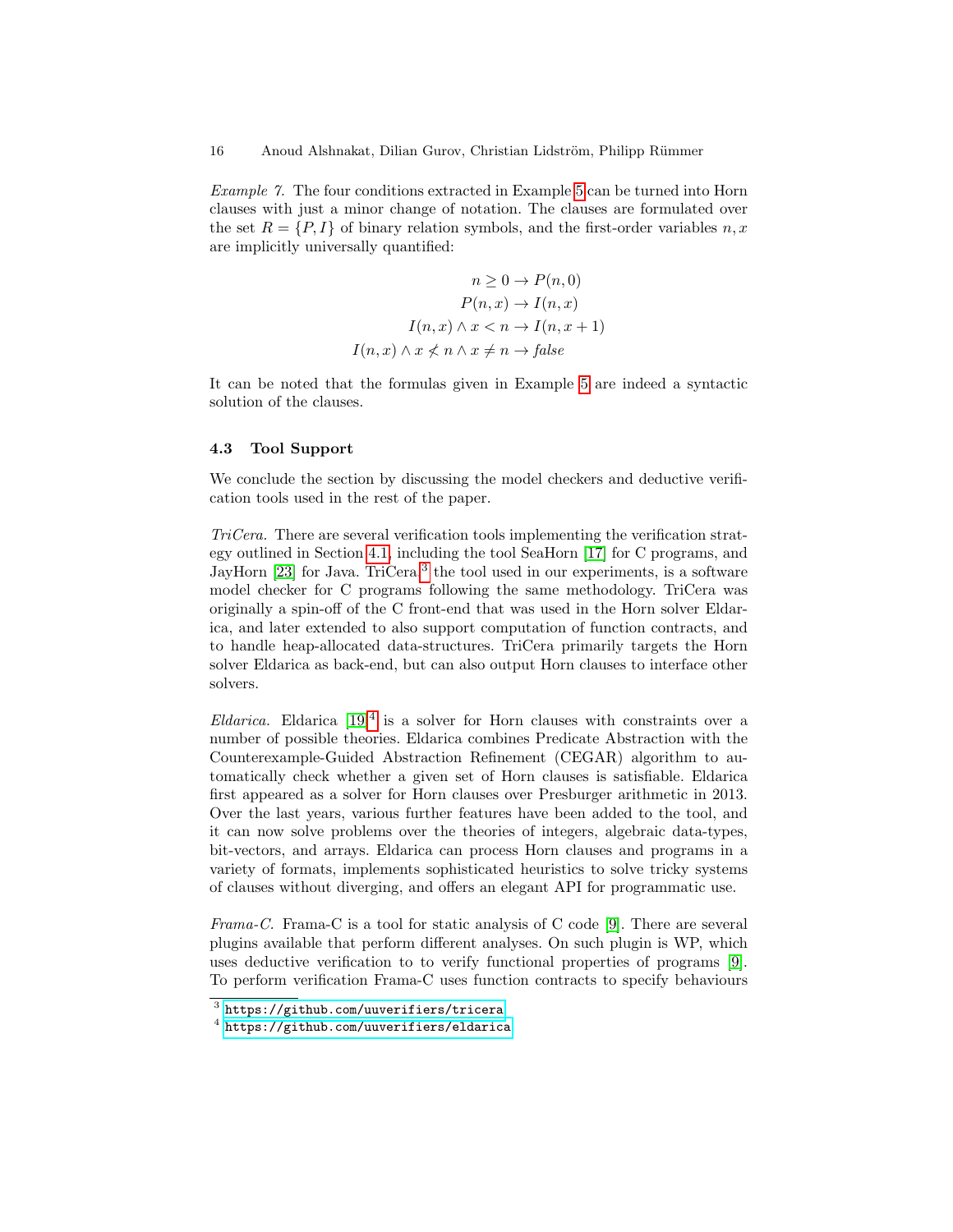*Example 7.* The four conditions extracted in Example 5 can be turned into Horn clauses with just a minor change of notation. The clauses are formulated over the set $R = \{P, I\}$ of binary relation symbols, and the first-order variables $n, x$ are implicitly universally quantified:

$$
\begin{aligned}
n \geq 0 &\rightarrow P(n, 0) \\
P(n, x) &\rightarrow I(n, x) \\
I(n, x) \wedge x < n &\rightarrow I(n, x + 1) \\
I(n, x) \wedge x \not< n \wedge x \neq n &\rightarrow \mathit{false}
\end{aligned}
$$

It can be noted that the formulas given in Example 5 are indeed a syntactic solution of the clauses.

### 4.3 Tool Support

We conclude the section by discussing the model checkers and deductive verification tools used in the rest of the paper.

*TriCera.* There are several verification tools implementing the verification strategy outlined in Section 4.1, including the tool SeaHorn [17] for C programs, and JayHorn [23] for Java. TriCera,[3] the tool used in our experiments, is a software model checker for C programs following the same methodology. TriCera was originally a spin-off of the C front-end that was used in the Horn solver Eldarica, and later extended to also support computation of function contracts, and to handle heap-allocated data-structures. TriCera primarily targets the Horn solver Eldarica as back-end, but can also output Horn clauses to interface other solvers.

*Eldarica.* Eldarica [19][4] is a solver for Horn clauses with constraints over a number of possible theories. Eldarica combines Predicate Abstraction with the Counterexample-Guided Abstraction Refinement (CEGAR) algorithm to automatically check whether a given set of Horn clauses is satisfiable. Eldarica first appeared as a solver for Horn clauses over Presburger arithmetic in 2013. Over the last years, various further features have been added to the tool, and it can now solve problems over the theories of integers, algebraic data-types, bit-vectors, and arrays. Eldarica can process Horn clauses and programs in a variety of formats, implements sophisticated heuristics to solve tricky systems of clauses without diverging, and offers an elegant API for programmatic use.

*Frama-C.* Frama-C is a tool for static analysis of C code [9]. There are several plugins available that perform different analyses. On such plugin is WP, which uses deductive verification to to verify functional properties of programs [9]. To perform verification Frama-C uses function contracts to specify behaviours

---

[3] https://github.com/uuverifiers/tricera

[4] https://github.com/uuverifiers/eldarica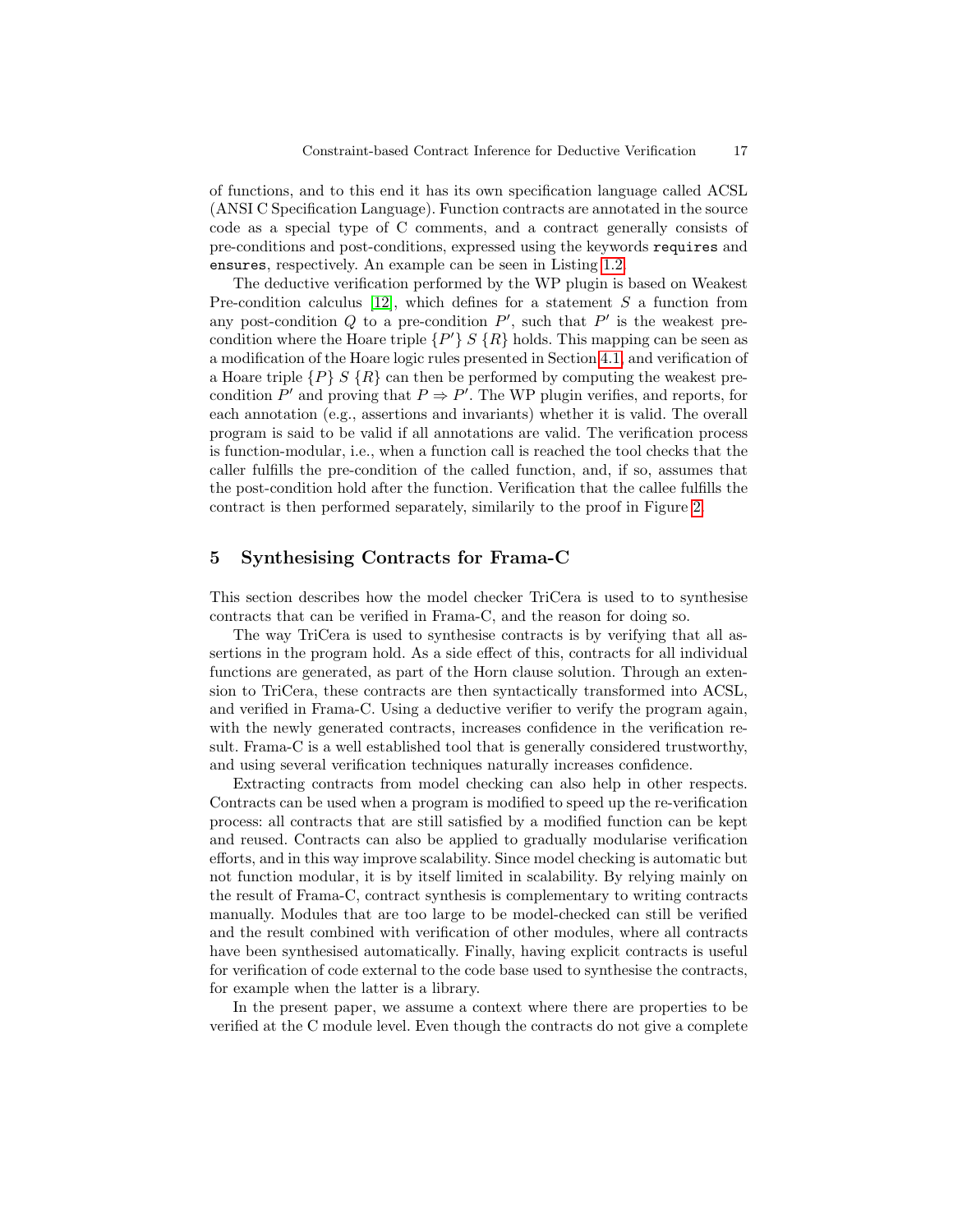of functions, and to this end it has its own specification language called ACSL (ANSI C Specification Language). Function contracts are annotated in the source code as a special type of C comments, and a contract generally consists of pre-conditions and post-conditions, expressed using the keywords `requires` and `ensures`, respectively. An example can be seen in Listing 1.2.

The deductive verification performed by the WP plugin is based on Weakest Pre-condition calculus [12], which defines for a statement $S$ a function from any post-condition $Q$ to a pre-condition $P'$, such that $P'$ is the weakest pre-condition where the Hoare triple $\{P'\}\ S\ \{R\}$ holds. This mapping can be seen as a modification of the Hoare logic rules presented in Section 4.1, and verification of a Hoare triple $\{P\}\ S\ \{R\}$ can then be performed by computing the weakest pre-condition $P'$ and proving that $P \Rightarrow P'$. The WP plugin verifies, and reports, for each annotation (e.g., assertions and invariants) whether it is valid. The overall program is said to be valid if all annotations are valid. The verification process is function-modular, i.e., when a function call is reached the tool checks that the caller fulfills the pre-condition of the called function, and, if so, assumes that the post-condition hold after the function. Verification that the callee fulfills the contract is then performed separately, similarily to the proof in Figure 2.

## 5 Synthesising Contracts for Frama-C

This section describes how the model checker TriCera is used to to synthesise contracts that can be verified in Frama-C, and the reason for doing so.

The way TriCera is used to synthesise contracts is by verifying that all assertions in the program hold. As a side effect of this, contracts for all individual functions are generated, as part of the Horn clause solution. Through an extension to TriCera, these contracts are then syntactically transformed into ACSL, and verified in Frama-C. Using a deductive verifier to verify the program again, with the newly generated contracts, increases confidence in the verification result. Frama-C is a well established tool that is generally considered trustworthy, and using several verification techniques naturally increases confidence.

Extracting contracts from model checking can also help in other respects. Contracts can be used when a program is modified to speed up the re-verification process: all contracts that are still satisfied by a modified function can be kept and reused. Contracts can also be applied to gradually modularise verification efforts, and in this way improve scalability. Since model checking is automatic but not function modular, it is by itself limited in scalability. By relying mainly on the result of Frama-C, contract synthesis is complementary to writing contracts manually. Modules that are too large to be model-checked can still be verified and the result combined with verification of other modules, where all contracts have been synthesised automatically. Finally, having explicit contracts is useful for verification of code external to the code base used to synthesise the contracts, for example when the latter is a library.

In the present paper, we assume a context where there are properties to be verified at the C module level. Even though the contracts do not give a complete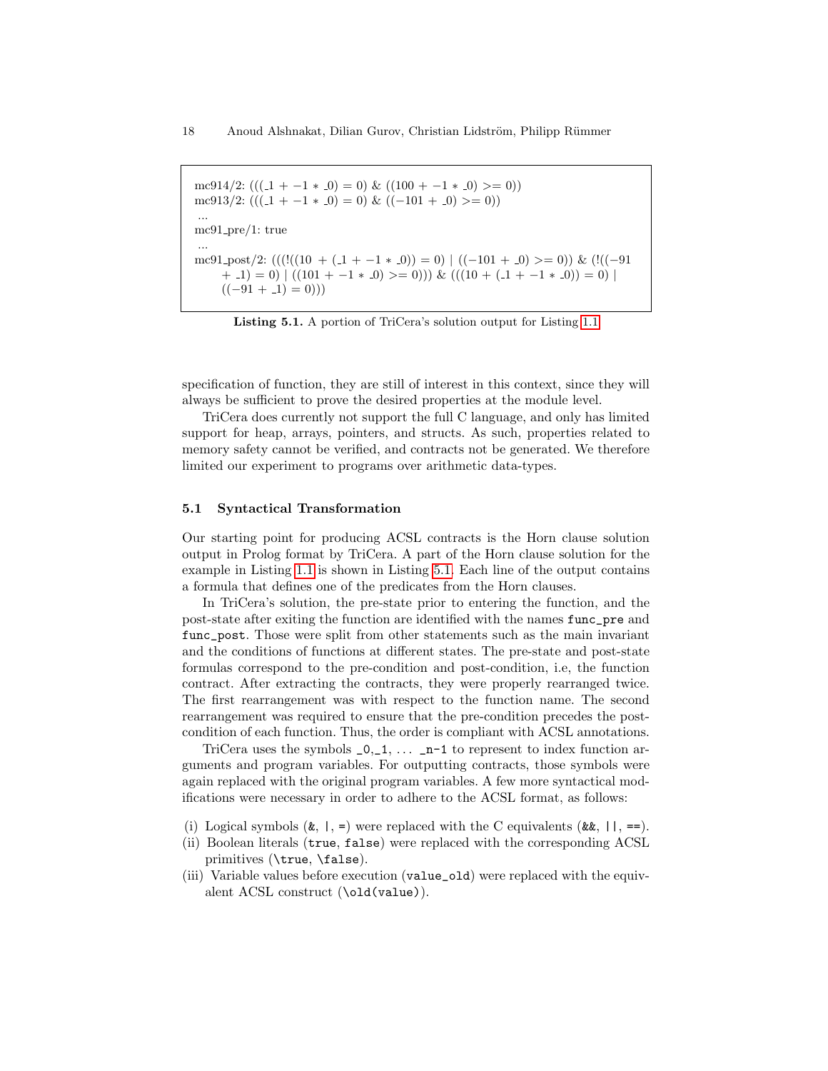```
mc914/2: (((_1 + -1 * _0) = 0) & ((100 + -1 * _0) >= 0))
mc913/2: (((_1 + -1 * _0) = 0) & ((-101 + _0) >= 0))
...
mc91_pre/1: true
...
mc91_post/2: (((!((10 + (_1 + -1 * _0)) = 0) | ((-101 + _0) >= 0)) & (!((-91
    + _1) = 0) | ((101 + -1 * _0) >= 0))) & (((10 + (_1 + -1 * _0)) = 0) |
    ((-91 + _1) = 0)))
```

**Listing 5.1.** A portion of TriCera's solution output for Listing 1.1

specification of function, they are still of interest in this context, since they will always be sufficient to prove the desired properties at the module level.

TriCera does currently not support the full C language, and only has limited support for heap, arrays, pointers, and structs. As such, properties related to memory safety cannot be verified, and contracts not be generated. We therefore limited our experiment to programs over arithmetic data-types.

### 5.1 Syntactical Transformation

Our starting point for producing ACSL contracts is the Horn clause solution output in Prolog format by TriCera. A part of the Horn clause solution for the example in Listing 1.1 is shown in Listing 5.1. Each line of the output contains a formula that defines one of the predicates from the Horn clauses.

In TriCera's solution, the pre-state prior to entering the function, and the post-state after exiting the function are identified with the names `func_pre` and `func_post`. Those were split from other statements such as the main invariant and the conditions of functions at different states. The pre-state and post-state formulas correspond to the pre-condition and post-condition, i.e, the function contract. After extracting the contracts, they were properly rearranged twice. The first rearrangement was with respect to the function name. The second rearrangement was required to ensure that the pre-condition precedes the post-condition of each function. Thus, the order is compliant with ACSL annotations.

TriCera uses the symbols `_0`,`_1`, ... `_n-1` to represent to index function arguments and program variables. For outputting contracts, those symbols were again replaced with the original program variables. A few more syntactical modifications were necessary in order to adhere to the ACSL format, as follows:

(i) Logical symbols (`&`, `|`, `=`) were replaced with the C equivalents (`&&`, `||`, `==`).
(ii) Boolean literals (`true`, `false`) were replaced with the corresponding ACSL primitives (`\true`, `\false`).
(iii) Variable values before execution (`value_old`) were replaced with the equivalent ACSL construct (`\old(value)`).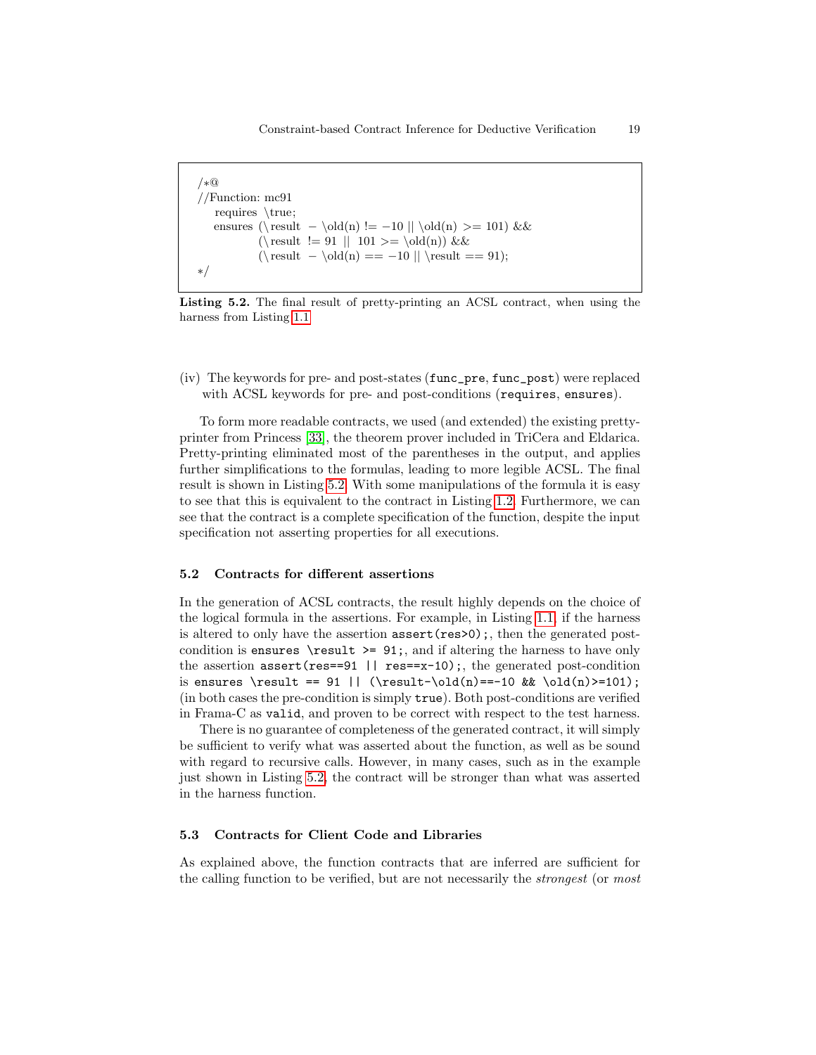```
/*@
//Function: mc91
   requires \true;
   ensures (\result − \old(n) != −10 || \old(n) >= 101) &&
           (\result != 91 || 101 >= \old(n)) &&
           (\result − \old(n) == −10 || \result == 91);
*/
```

**Listing 5.2.** The final result of pretty-printing an ACSL contract, when using the harness from Listing 1.1

(iv) The keywords for pre- and post-states (`func_pre`, `func_post`) were replaced with ACSL keywords for pre- and post-conditions (`requires`, `ensures`).

To form more readable contracts, we used (and extended) the existing pretty-printer from Princess [33], the theorem prover included in TriCera and Eldarica. Pretty-printing eliminated most of the parentheses in the output, and applies further simplifications to the formulas, leading to more legible ACSL. The final result is shown in Listing 5.2. With some manipulations of the formula it is easy to see that this is equivalent to the contract in Listing 1.2. Furthermore, we can see that the contract is a complete specification of the function, despite the input specification not asserting properties for all executions.

### 5.2 Contracts for different assertions

In the generation of ACSL contracts, the result highly depends on the choice of the logical formula in the assertions. For example, in Listing 1.1, if the harness is altered to only have the assertion `assert(res>0);`, then the generated post-condition is `ensures \result >= 91;`, and if altering the harness to have only the assertion `assert(res==91 || res==x-10);`, the generated post-condition is `ensures \result == 91 || (\result-\old(n)==-10 && \old(n)>=101);` (in both cases the pre-condition is simply `true`). Both post-conditions are verified in Frama-C as `valid`, and proven to be correct with respect to the test harness.

There is no guarantee of completeness of the generated contract, it will simply be sufficient to verify what was asserted about the function, as well as be sound with regard to recursive calls. However, in many cases, such as in the example just shown in Listing 5.2, the contract will be stronger than what was asserted in the harness function.

### 5.3 Contracts for Client Code and Libraries

As explained above, the function contracts that are inferred are sufficient for the calling function to be verified, but are not necessarily the *strongest* (or *most*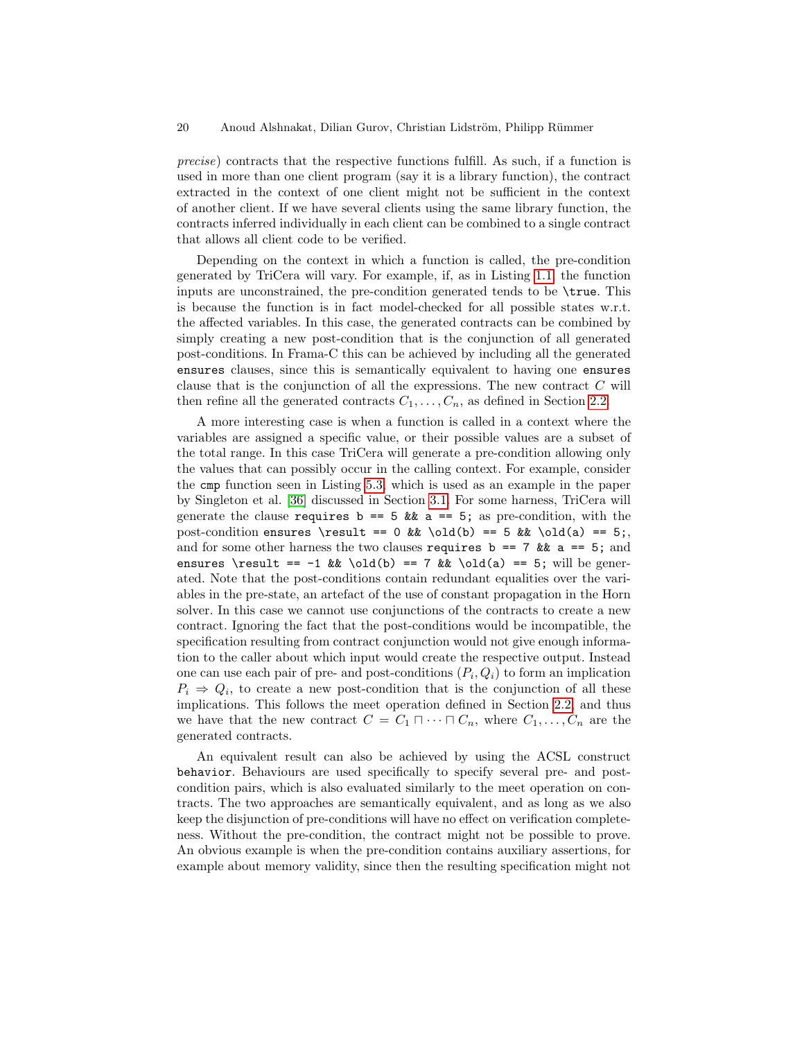*precise*) contracts that the respective functions fulfill. As such, if a function is used in more than one client program (say it is a library function), the contract extracted in the context of one client might not be sufficient in the context of another client. If we have several clients using the same library function, the contracts inferred individually in each client can be combined to a single contract that allows all client code to be verified.

Depending on the context in which a function is called, the pre-condition generated by TriCera will vary. For example, if, as in Listing 1.1, the function inputs are unconstrained, the pre-condition generated tends to be `\true`. This is because the function is in fact model-checked for all possible states w.r.t. the affected variables. In this case, the generated contracts can be combined by simply creating a new post-condition that is the conjunction of all generated post-conditions. In Frama-C this can be achieved by including all the generated `ensures` clauses, since this is semantically equivalent to having one `ensures` clause that is the conjunction of all the expressions. The new contract $C$ will then refine all the generated contracts $C_1, \ldots, C_n$, as defined in Section 2.2.

A more interesting case is when a function is called in a context where the variables are assigned a specific value, or their possible values are a subset of the total range. In this case TriCera will generate a pre-condition allowing only the values that can possibly occur in the calling context. For example, consider the `cmp` function seen in Listing 5.3, which is used as an example in the paper by Singleton et al. [36] discussed in Section 3.1. For some harness, TriCera will generate the clause `requires b == 5 && a == 5;` as pre-condition, with the post-condition `ensures \result == 0 && \old(b) == 5 && \old(a) == 5;`, and for some other harness the two clauses `requires b == 7 && a == 5;` and `ensures \result == -1 && \old(b) == 7 && \old(a) == 5;` will be generated. Note that the post-conditions contain redundant equalities over the variables in the pre-state, an artefact of the use of constant propagation in the Horn solver. In this case we cannot use conjunctions of the contracts to create a new contract. Ignoring the fact that the post-conditions would be incompatible, the specification resulting from contract conjunction would not give enough information to the caller about which input would create the respective output. Instead one can use each pair of pre- and post-conditions $(P_i, Q_i)$ to form an implication $P_i \Rightarrow Q_i$, to create a new post-condition that is the conjunction of all these implications. This follows the meet operation defined in Section 2.2, and thus we have that the new contract $C = C_1 \sqcap \cdots \sqcap C_n$, where $C_1, \ldots, C_n$ are the generated contracts.

An equivalent result can also be achieved by using the ACSL construct `behavior`. Behaviours are used specifically to specify several pre- and post-condition pairs, which is also evaluated similarly to the meet operation on contracts. The two approaches are semantically equivalent, and as long as we also keep the disjunction of pre-conditions will have no effect on verification completeness. Without the pre-condition, the contract might not be possible to prove. An obvious example is when the pre-condition contains auxiliary assertions, for example about memory validity, since then the resulting specification might not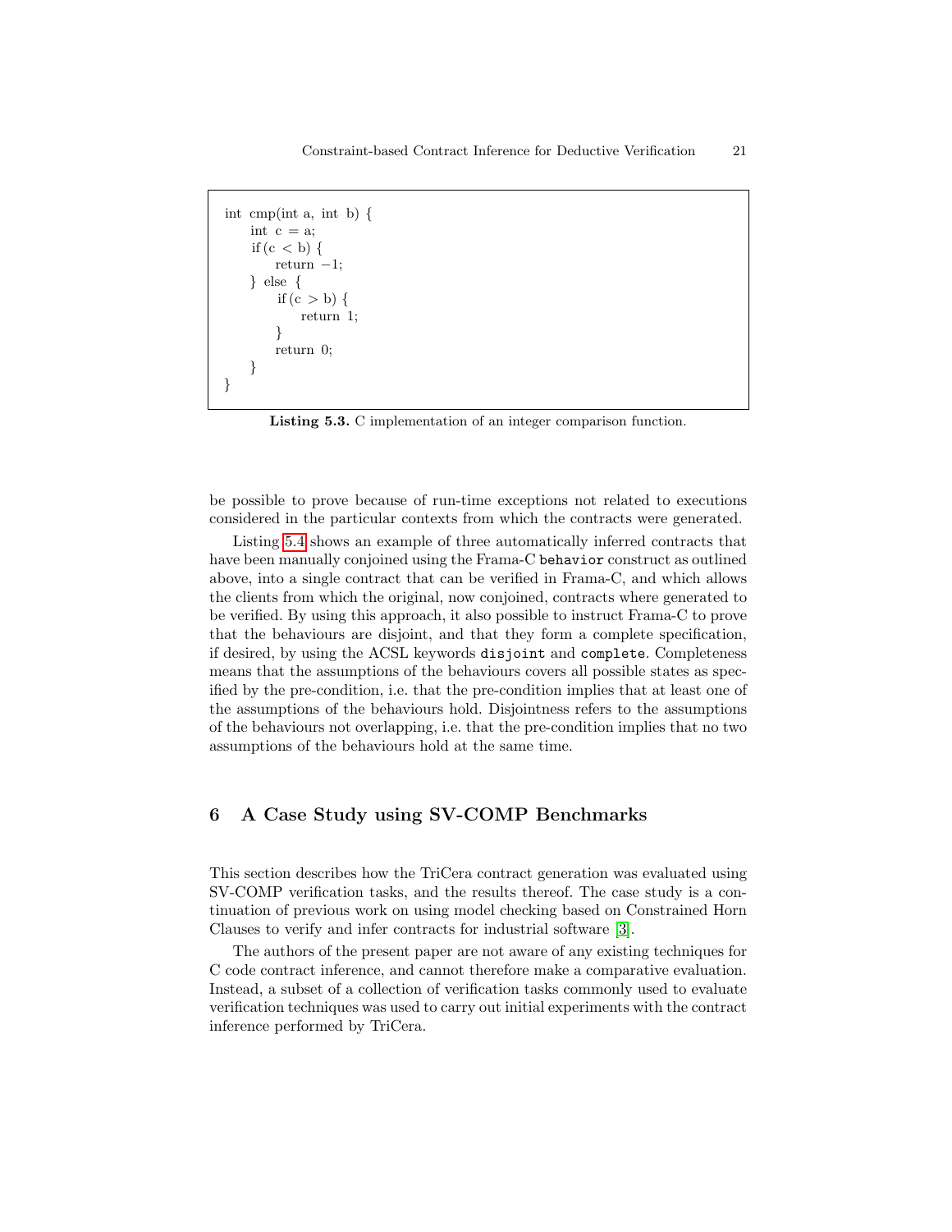```
int cmp(int a, int b) {
    int c = a;
    if (c < b) {
        return -1;
    } else {
        if (c > b) {
            return 1;
        }
        return 0;
    }
}
```

**Listing 5.3.** C implementation of an integer comparison function.

be possible to prove because of run-time exceptions not related to executions considered in the particular contexts from which the contracts were generated.

Listing 5.4 shows an example of three automatically inferred contracts that have been manually conjoined using the Frama-C `behavior` construct as outlined above, into a single contract that can be verified in Frama-C, and which allows the clients from which the original, now conjoined, contracts where generated to be verified. By using this approach, it also possible to instruct Frama-C to prove that the behaviours are disjoint, and that they form a complete specification, if desired, by using the ACSL keywords `disjoint` and `complete`. Completeness means that the assumptions of the behaviours covers all possible states as specified by the pre-condition, i.e. that the pre-condition implies that at least one of the assumptions of the behaviours hold. Disjointness refers to the assumptions of the behaviours not overlapping, i.e. that the pre-condition implies that no two assumptions of the behaviours hold at the same time.

## 6 A Case Study using SV-COMP Benchmarks

This section describes how the TriCera contract generation was evaluated using SV-COMP verification tasks, and the results thereof. The case study is a continuation of previous work on using model checking based on Constrained Horn Clauses to verify and infer contracts for industrial software [3].

The authors of the present paper are not aware of any existing techniques for C code contract inference, and cannot therefore make a comparative evaluation. Instead, a subset of a collection of verification tasks commonly used to evaluate verification techniques was used to carry out initial experiments with the contract inference performed by TriCera.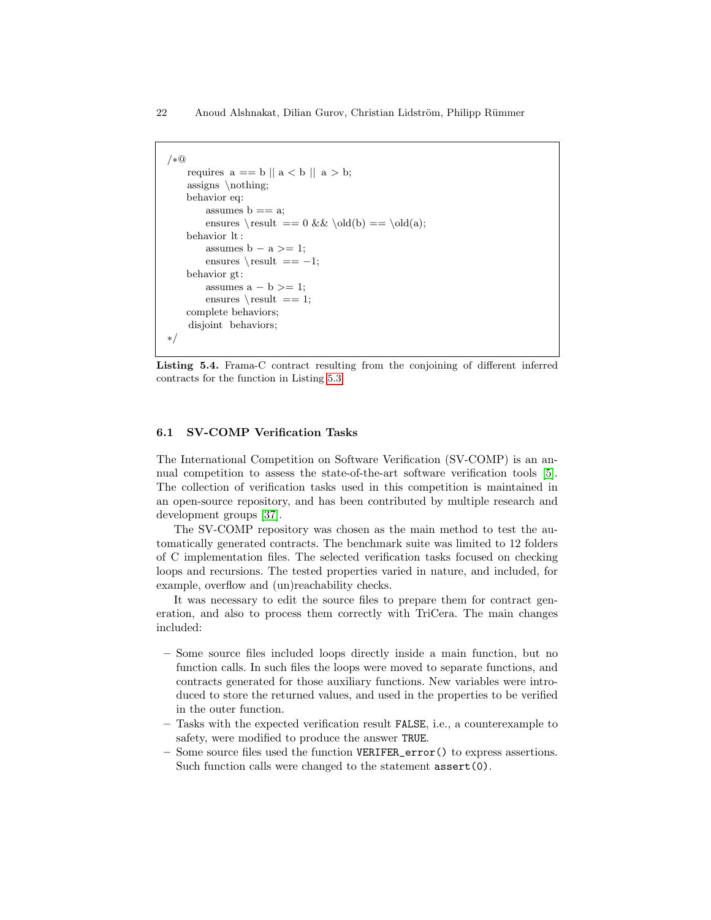```
/*@
    requires a == b || a < b || a > b;
    assigns \nothing;
    behavior eq:
        assumes b == a;
        ensures \result == 0 && \old(b) == \old(a);
    behavior lt:
        assumes b - a >= 1;
        ensures \result == -1;
    behavior gt:
        assumes a - b >= 1;
        ensures \result == 1;
    complete behaviors;
    disjoint behaviors;
*/
```

**Listing 5.4.** Frama-C contract resulting from the conjoining of different inferred contracts for the function in Listing 5.3

### 6.1 SV-COMP Verification Tasks

The International Competition on Software Verification (SV-COMP) is an annual competition to assess the state-of-the-art software verification tools [5]. The collection of verification tasks used in this competition is maintained in an open-source repository, and has been contributed by multiple research and development groups [37].

The SV-COMP repository was chosen as the main method to test the automatically generated contracts. The benchmark suite was limited to 12 folders of C implementation files. The selected verification tasks focused on checking loops and recursions. The tested properties varied in nature, and included, for example, overflow and (un)reachability checks.

It was necessary to edit the source files to prepare them for contract generation, and also to process them correctly with TriCera. The main changes included:

- Some source files included loops directly inside a main function, but no function calls. In such files the loops were moved to separate functions, and contracts generated for those auxiliary functions. New variables were introduced to store the returned values, and used in the properties to be verified in the outer function.
- Tasks with the expected verification result `FALSE`, i.e., a counterexample to safety, were modified to produce the answer `TRUE`.
- Some source files used the function `VERIFER_error()` to express assertions. Such function calls were changed to the statement `assert(0)`.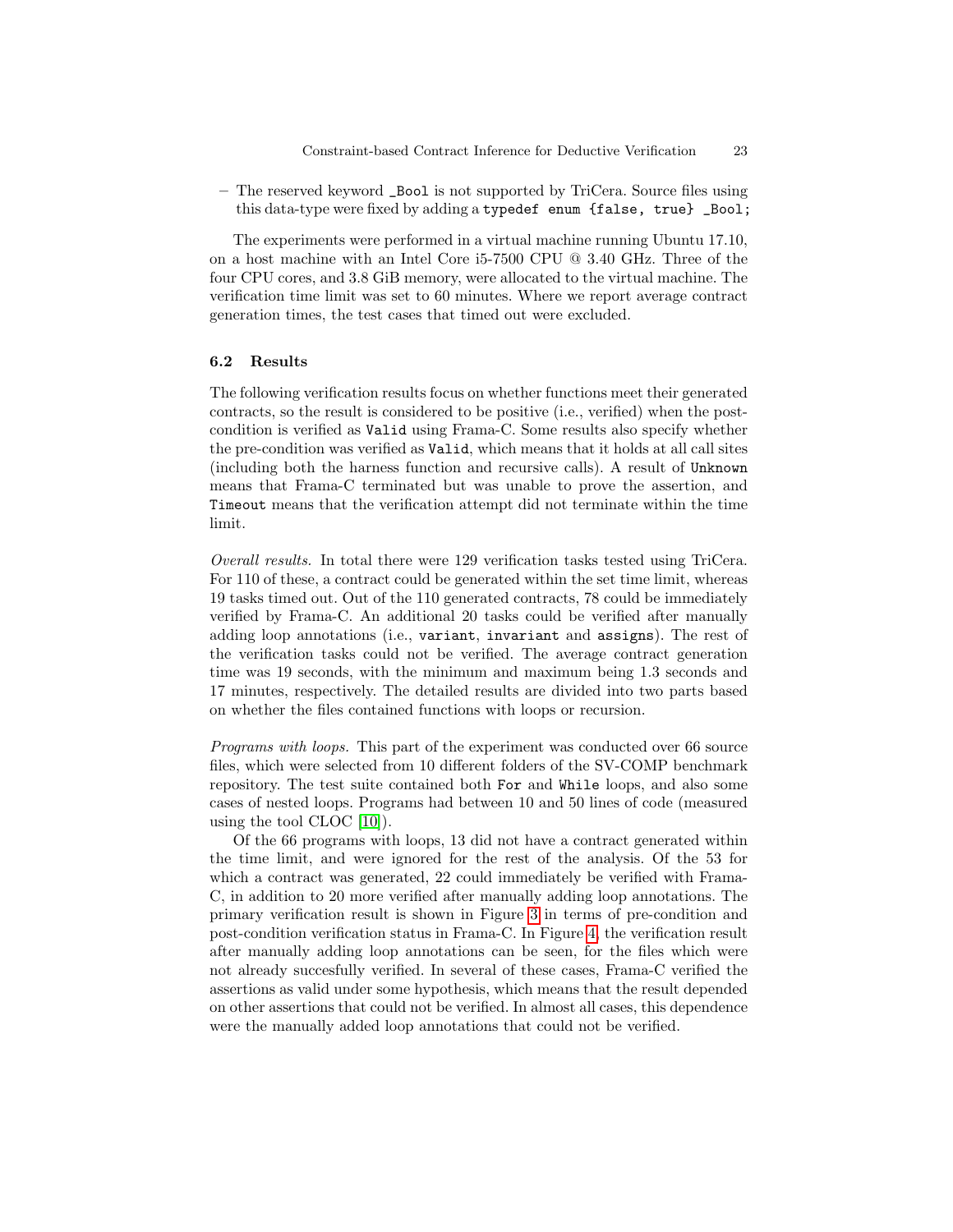– The reserved keyword `_Bool` is not supported by TriCera. Source files using this data-type were fixed by adding a `typedef enum {false, true} _Bool;`

The experiments were performed in a virtual machine running Ubuntu 17.10, on a host machine with an Intel Core i5-7500 CPU @ 3.40 GHz. Three of the four CPU cores, and 3.8 GiB memory, were allocated to the virtual machine. The verification time limit was set to 60 minutes. Where we report average contract generation times, the test cases that timed out were excluded.

### 6.2 Results

The following verification results focus on whether functions meet their generated contracts, so the result is considered to be positive (i.e., verified) when the post-condition is verified as `Valid` using Frama-C. Some results also specify whether the pre-condition was verified as `Valid`, which means that it holds at all call sites (including both the harness function and recursive calls). A result of `Unknown` means that Frama-C terminated but was unable to prove the assertion, and `Timeout` means that the verification attempt did not terminate within the time limit.

*Overall results.* In total there were 129 verification tasks tested using TriCera. For 110 of these, a contract could be generated within the set time limit, whereas 19 tasks timed out. Out of the 110 generated contracts, 78 could be immediately verified by Frama-C. An additional 20 tasks could be verified after manually adding loop annotations (i.e., `variant`, `invariant` and `assigns`). The rest of the verification tasks could not be verified. The average contract generation time was 19 seconds, with the minimum and maximum being 1.3 seconds and 17 minutes, respectively. The detailed results are divided into two parts based on whether the files contained functions with loops or recursion.

*Programs with loops.* This part of the experiment was conducted over 66 source files, which were selected from 10 different folders of the SV-COMP benchmark repository. The test suite contained both `For` and `While` loops, and also some cases of nested loops. Programs had between 10 and 50 lines of code (measured using the tool CLOC [10]).

Of the 66 programs with loops, 13 did not have a contract generated within the time limit, and were ignored for the rest of the analysis. Of the 53 for which a contract was generated, 22 could immediately be verified with Frama-C, in addition to 20 more verified after manually adding loop annotations. The primary verification result is shown in Figure 3 in terms of pre-condition and post-condition verification status in Frama-C. In Figure 4, the verification result after manually adding loop annotations can be seen, for the files which were not already succesfully verified. In several of these cases, Frama-C verified the assertions as valid under some hypothesis, which means that the result depended on other assertions that could not be verified. In almost all cases, this dependence were the manually added loop annotations that could not be verified.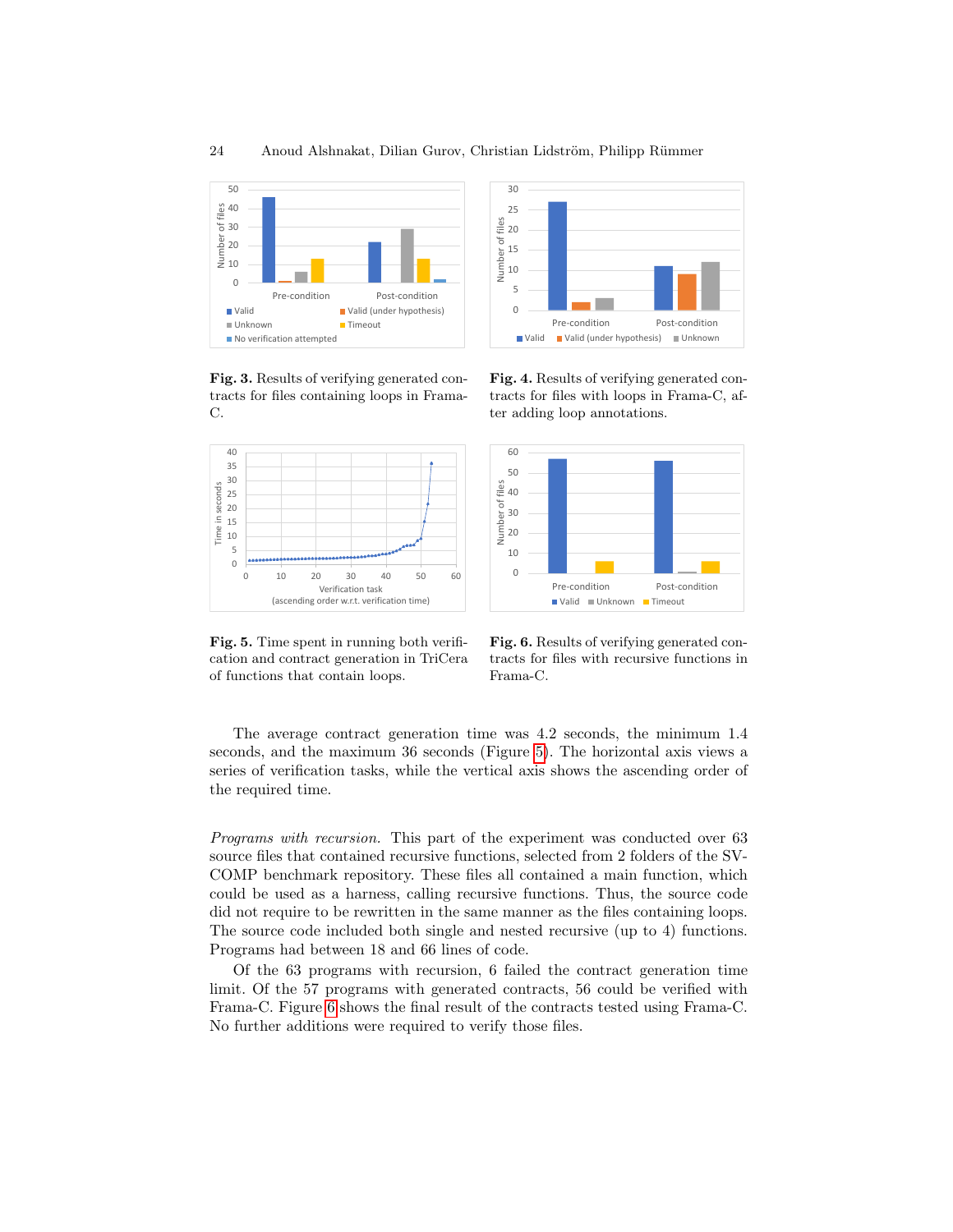Fig. 3. Results of verifying generated contracts for files containing loops in Frama-C.

Fig. 4. Results of verifying generated contracts for files with loops in Frama-C, after adding loop annotations.

Fig. 5. Time spent in running both verification and contract generation in TriCera of functions that contain loops.

Fig. 6. Results of verifying generated contracts for files with recursive functions in Frama-C.

The average contract generation time was 4.2 seconds, the minimum 1.4 seconds, and the maximum 36 seconds (Figure 5). The horizontal axis views a series of verification tasks, while the vertical axis shows the ascending order of the required time.

*Programs with recursion.* This part of the experiment was conducted over 63 source files that contained recursive functions, selected from 2 folders of the SV-COMP benchmark repository. These files all contained a main function, which could be used as a harness, calling recursive functions. Thus, the source code did not require to be rewritten in the same manner as the files containing loops. The source code included both single and nested recursive (up to 4) functions. Programs had between 18 and 66 lines of code.

Of the 63 programs with recursion, 6 failed the contract generation time limit. Of the 57 programs with generated contracts, 56 could be verified with Frama-C. Figure 6 shows the final result of the contracts tested using Frama-C. No further additions were required to verify those files.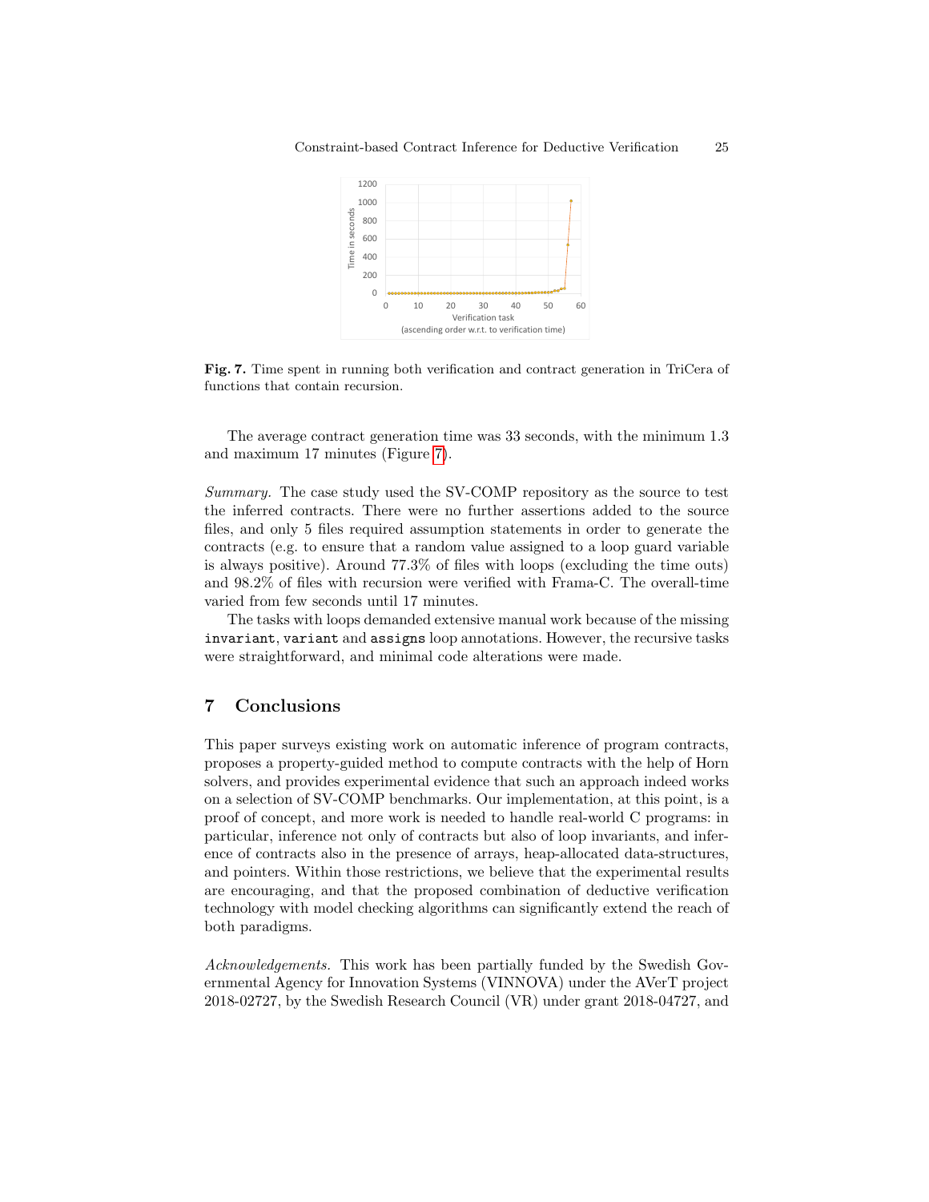**Fig. 7.** Time spent in running both verification and contract generation in TriCera of functions that contain recursion.

The average contract generation time was 33 seconds, with the minimum 1.3 and maximum 17 minutes (Figure 7).

*Summary.* The case study used the SV-COMP repository as the source to test the inferred contracts. There were no further assertions added to the source files, and only 5 files required assumption statements in order to generate the contracts (e.g. to ensure that a random value assigned to a loop guard variable is always positive). Around 77.3% of files with loops (excluding the time outs) and 98.2% of files with recursion were verified with Frama-C. The overall-time varied from few seconds until 17 minutes.

The tasks with loops demanded extensive manual work because of the missing `invariant`, `variant` and `assigns` loop annotations. However, the recursive tasks were straightforward, and minimal code alterations were made.

## 7 Conclusions

This paper surveys existing work on automatic inference of program contracts, proposes a property-guided method to compute contracts with the help of Horn solvers, and provides experimental evidence that such an approach indeed works on a selection of SV-COMP benchmarks. Our implementation, at this point, is a proof of concept, and more work is needed to handle real-world C programs: in particular, inference not only of contracts but also of loop invariants, and inference of contracts also in the presence of arrays, heap-allocated data-structures, and pointers. Within those restrictions, we believe that the experimental results are encouraging, and that the proposed combination of deductive verification technology with model checking algorithms can significantly extend the reach of both paradigms.

*Acknowledgements.* This work has been partially funded by the Swedish Governmental Agency for Innovation Systems (VINNOVA) under the AVerT project 2018-02727, by the Swedish Research Council (VR) under grant 2018-04727, and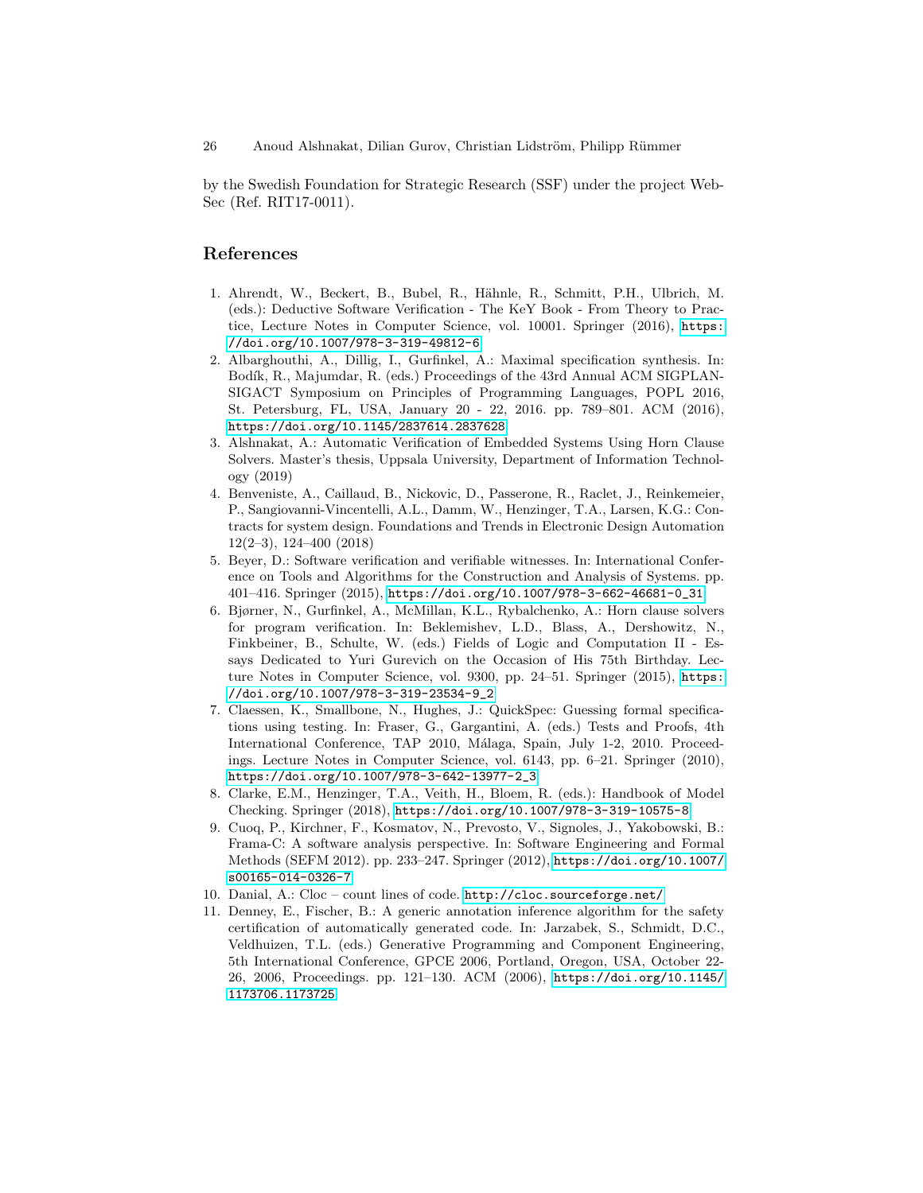by the Swedish Foundation for Strategic Research (SSF) under the project WebSec (Ref. RIT17-0011).

## References

1. Ahrendt, W., Beckert, B., Bubel, R., Hähnle, R., Schmitt, P.H., Ulbrich, M. (eds.): Deductive Software Verification - The KeY Book - From Theory to Practice, Lecture Notes in Computer Science, vol. 10001. Springer (2016), https://doi.org/10.1007/978-3-319-49812-6
2. Albarghouthi, A., Dillig, I., Gurfinkel, A.: Maximal specification synthesis. In: Bodík, R., Majumdar, R. (eds.) Proceedings of the 43rd Annual ACM SIGPLAN-SIGACT Symposium on Principles of Programming Languages, POPL 2016, St. Petersburg, FL, USA, January 20 - 22, 2016. pp. 789–801. ACM (2016), https://doi.org/10.1145/2837614.2837628
3. Alshnakat, A.: Automatic Verification of Embedded Systems Using Horn Clause Solvers. Master's thesis, Uppsala University, Department of Information Technology (2019)
4. Benveniste, A., Caillaud, B., Nickovic, D., Passerone, R., Raclet, J., Reinkemeier, P., Sangiovanni-Vincentelli, A.L., Damm, W., Henzinger, T.A., Larsen, K.G.: Contracts for system design. Foundations and Trends in Electronic Design Automation 12(2–3), 124–400 (2018)
5. Beyer, D.: Software verification and verifiable witnesses. In: International Conference on Tools and Algorithms for the Construction and Analysis of Systems. pp. 401–416. Springer (2015), https://doi.org/10.1007/978-3-662-46681-0_31
6. Bjørner, N., Gurfinkel, A., McMillan, K.L., Rybalchenko, A.: Horn clause solvers for program verification. In: Beklemishev, L.D., Blass, A., Dershowitz, N., Finkbeiner, B., Schulte, W. (eds.) Fields of Logic and Computation II - Essays Dedicated to Yuri Gurevich on the Occasion of His 75th Birthday. Lecture Notes in Computer Science, vol. 9300, pp. 24–51. Springer (2015), https://doi.org/10.1007/978-3-319-23534-9_2
7. Claessen, K., Smallbone, N., Hughes, J.: QuickSpec: Guessing formal specifications using testing. In: Fraser, G., Gargantini, A. (eds.) Tests and Proofs, 4th International Conference, TAP 2010, Málaga, Spain, July 1-2, 2010. Proceedings. Lecture Notes in Computer Science, vol. 6143, pp. 6–21. Springer (2010), https://doi.org/10.1007/978-3-642-13977-2_3
8. Clarke, E.M., Henzinger, T.A., Veith, H., Bloem, R. (eds.): Handbook of Model Checking. Springer (2018), https://doi.org/10.1007/978-3-319-10575-8
9. Cuoq, P., Kirchner, F., Kosmatov, N., Prevosto, V., Signoles, J., Yakobowski, B.: Frama-C: A software analysis perspective. In: Software Engineering and Formal Methods (SEFM 2012). pp. 233–247. Springer (2012), https://doi.org/10.1007/s00165-014-0326-7
10. Danial, A.: Cloc – count lines of code. http://cloc.sourceforge.net/
11. Denney, E., Fischer, B.: A generic annotation inference algorithm for the safety certification of automatically generated code. In: Jarzabek, S., Schmidt, D.C., Veldhuizen, T.L. (eds.) Generative Programming and Component Engineering, 5th International Conference, GPCE 2006, Portland, Oregon, USA, October 22-26, 2006, Proceedings. pp. 121–130. ACM (2006), https://doi.org/10.1145/1173706.1173725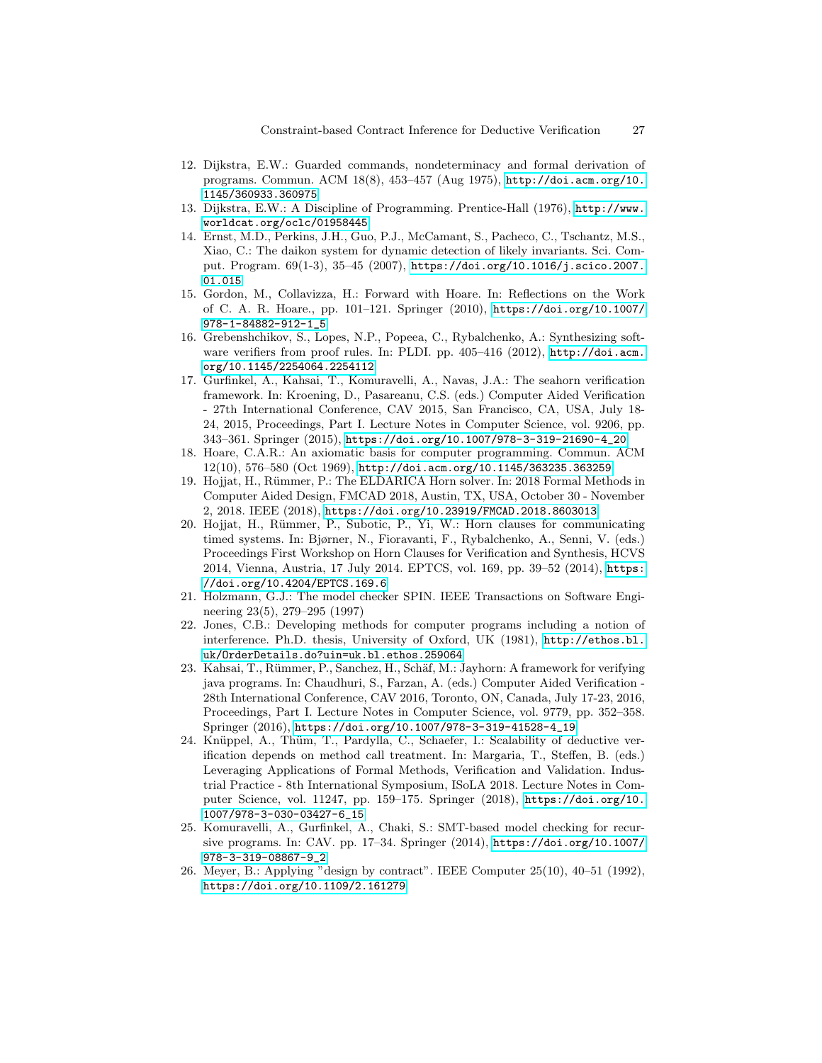12. Dijkstra, E.W.: Guarded commands, nondeterminacy and formal derivation of programs. Commun. ACM 18(8), 453–457 (Aug 1975), http://doi.acm.org/10.1145/360933.360975
13. Dijkstra, E.W.: A Discipline of Programming. Prentice-Hall (1976), http://www.worldcat.org/oclc/01958445
14. Ernst, M.D., Perkins, J.H., Guo, P.J., McCamant, S., Pacheco, C., Tschantz, M.S., Xiao, C.: The daikon system for dynamic detection of likely invariants. Sci. Comput. Program. 69(1-3), 35–45 (2007), https://doi.org/10.1016/j.scico.2007.01.015
15. Gordon, M., Collavizza, H.: Forward with Hoare. In: Reflections on the Work of C. A. R. Hoare., pp. 101–121. Springer (2010), https://doi.org/10.1007/978-1-84882-912-1_5
16. Grebenshchikov, S., Lopes, N.P., Popeea, C., Rybalchenko, A.: Synthesizing software verifiers from proof rules. In: PLDI. pp. 405–416 (2012), http://doi.acm.org/10.1145/2254064.2254112
17. Gurfinkel, A., Kahsai, T., Komuravelli, A., Navas, J.A.: The seahorn verification framework. In: Kroening, D., Pasareanu, C.S. (eds.) Computer Aided Verification - 27th International Conference, CAV 2015, San Francisco, CA, USA, July 18-24, 2015, Proceedings, Part I. Lecture Notes in Computer Science, vol. 9206, pp. 343–361. Springer (2015), https://doi.org/10.1007/978-3-319-21690-4_20
18. Hoare, C.A.R.: An axiomatic basis for computer programming. Commun. ACM 12(10), 576–580 (Oct 1969), http://doi.acm.org/10.1145/363235.363259
19. Hojjat, H., Rümmer, P.: The ELDARICA Horn solver. In: 2018 Formal Methods in Computer Aided Design, FMCAD 2018, Austin, TX, USA, October 30 - November 2, 2018. IEEE (2018), https://doi.org/10.23919/FMCAD.2018.8603013
20. Hojjat, H., Rümmer, P., Subotic, P., Yi, W.: Horn clauses for communicating timed systems. In: Bjørner, N., Fioravanti, F., Rybalchenko, A., Senni, V. (eds.) Proceedings First Workshop on Horn Clauses for Verification and Synthesis, HCVS 2014, Vienna, Austria, 17 July 2014. EPTCS, vol. 169, pp. 39–52 (2014), https://doi.org/10.4204/EPTCS.169.6
21. Holzmann, G.J.: The model checker SPIN. IEEE Transactions on Software Engineering 23(5), 279–295 (1997)
22. Jones, C.B.: Developing methods for computer programs including a notion of interference. Ph.D. thesis, University of Oxford, UK (1981), http://ethos.bl.uk/OrderDetails.do?uin=uk.bl.ethos.259064
23. Kahsai, T., Rümmer, P., Sanchez, H., Schäf, M.: Jayhorn: A framework for verifying java programs. In: Chaudhuri, S., Farzan, A. (eds.) Computer Aided Verification - 28th International Conference, CAV 2016, Toronto, ON, Canada, July 17-23, 2016, Proceedings, Part I. Lecture Notes in Computer Science, vol. 9779, pp. 352–358. Springer (2016), https://doi.org/10.1007/978-3-319-41528-4_19
24. Knüppel, A., Thüm, T., Pardylla, C., Schaefer, I.: Scalability of deductive verification depends on method call treatment. In: Margaria, T., Steffen, B. (eds.) Leveraging Applications of Formal Methods, Verification and Validation. Industrial Practice - 8th International Symposium, ISoLA 2018. Lecture Notes in Computer Science, vol. 11247, pp. 159–175. Springer (2018), https://doi.org/10.1007/978-3-030-03427-6_15
25. Komuravelli, A., Gurfinkel, A., Chaki, S.: SMT-based model checking for recursive programs. In: CAV. pp. 17–34. Springer (2014), https://doi.org/10.1007/978-3-319-08867-9_2
26. Meyer, B.: Applying "design by contract". IEEE Computer 25(10), 40–51 (1992), https://doi.org/10.1109/2.161279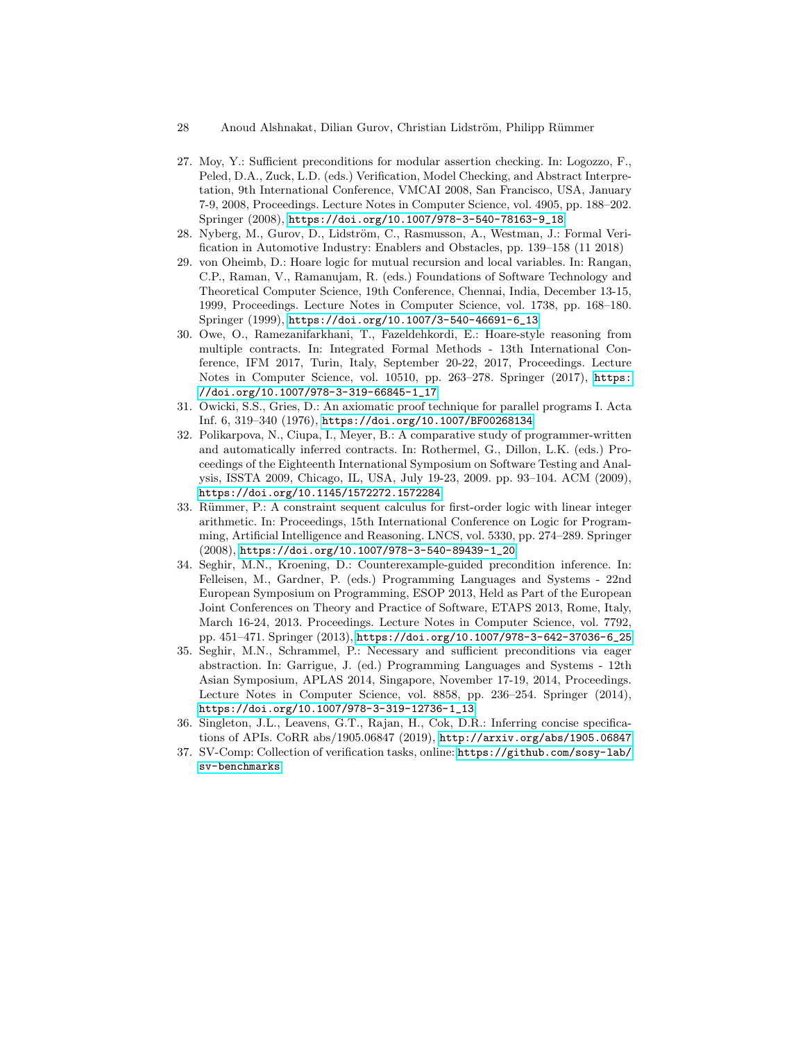27. Moy, Y.: Sufficient preconditions for modular assertion checking. In: Logozzo, F., Peled, D.A., Zuck, L.D. (eds.) Verification, Model Checking, and Abstract Interpretation, 9th International Conference, VMCAI 2008, San Francisco, USA, January 7-9, 2008, Proceedings. Lecture Notes in Computer Science, vol. 4905, pp. 188–202. Springer (2008), https://doi.org/10.1007/978-3-540-78163-9_18
28. Nyberg, M., Gurov, D., Lidström, C., Rasmusson, A., Westman, J.: Formal Verification in Automotive Industry: Enablers and Obstacles, pp. 139–158 (11 2018)
29. von Oheimb, D.: Hoare logic for mutual recursion and local variables. In: Rangan, C.P., Raman, V., Ramanujam, R. (eds.) Foundations of Software Technology and Theoretical Computer Science, 19th Conference, Chennai, India, December 13-15, 1999, Proceedings. Lecture Notes in Computer Science, vol. 1738, pp. 168–180. Springer (1999), https://doi.org/10.1007/3-540-46691-6_13
30. Owe, O., Ramezanifarkhani, T., Fazeldehkordi, E.: Hoare-style reasoning from multiple contracts. In: Integrated Formal Methods - 13th International Conference, IFM 2017, Turin, Italy, September 20-22, 2017, Proceedings. Lecture Notes in Computer Science, vol. 10510, pp. 263–278. Springer (2017), https://doi.org/10.1007/978-3-319-66845-1_17
31. Owicki, S.S., Gries, D.: An axiomatic proof technique for parallel programs I. Acta Inf. 6, 319–340 (1976), https://doi.org/10.1007/BF00268134
32. Polikarpova, N., Ciupa, I., Meyer, B.: A comparative study of programmer-written and automatically inferred contracts. In: Rothermel, G., Dillon, L.K. (eds.) Proceedings of the Eighteenth International Symposium on Software Testing and Analysis, ISSTA 2009, Chicago, IL, USA, July 19-23, 2009. pp. 93–104. ACM (2009), https://doi.org/10.1145/1572272.1572284
33. Rümmer, P.: A constraint sequent calculus for first-order logic with linear integer arithmetic. In: Proceedings, 15th International Conference on Logic for Programming, Artificial Intelligence and Reasoning. LNCS, vol. 5330, pp. 274–289. Springer (2008), https://doi.org/10.1007/978-3-540-89439-1_20
34. Seghir, M.N., Kroening, D.: Counterexample-guided precondition inference. In: Felleisen, M., Gardner, P. (eds.) Programming Languages and Systems - 22nd European Symposium on Programming, ESOP 2013, Held as Part of the European Joint Conferences on Theory and Practice of Software, ETAPS 2013, Rome, Italy, March 16-24, 2013. Proceedings. Lecture Notes in Computer Science, vol. 7792, pp. 451–471. Springer (2013), https://doi.org/10.1007/978-3-642-37036-6_25
35. Seghir, M.N., Schrammel, P.: Necessary and sufficient preconditions via eager abstraction. In: Garrigue, J. (ed.) Programming Languages and Systems - 12th Asian Symposium, APLAS 2014, Singapore, November 17-19, 2014, Proceedings. Lecture Notes in Computer Science, vol. 8858, pp. 236–254. Springer (2014), https://doi.org/10.1007/978-3-319-12736-1_13
36. Singleton, J.L., Leavens, G.T., Rajan, H., Cok, D.R.: Inferring concise specifications of APIs. CoRR abs/1905.06847 (2019), http://arxiv.org/abs/1905.06847
37. SV-Comp: Collection of verification tasks, online: https://github.com/sosy-lab/sv-benchmarks